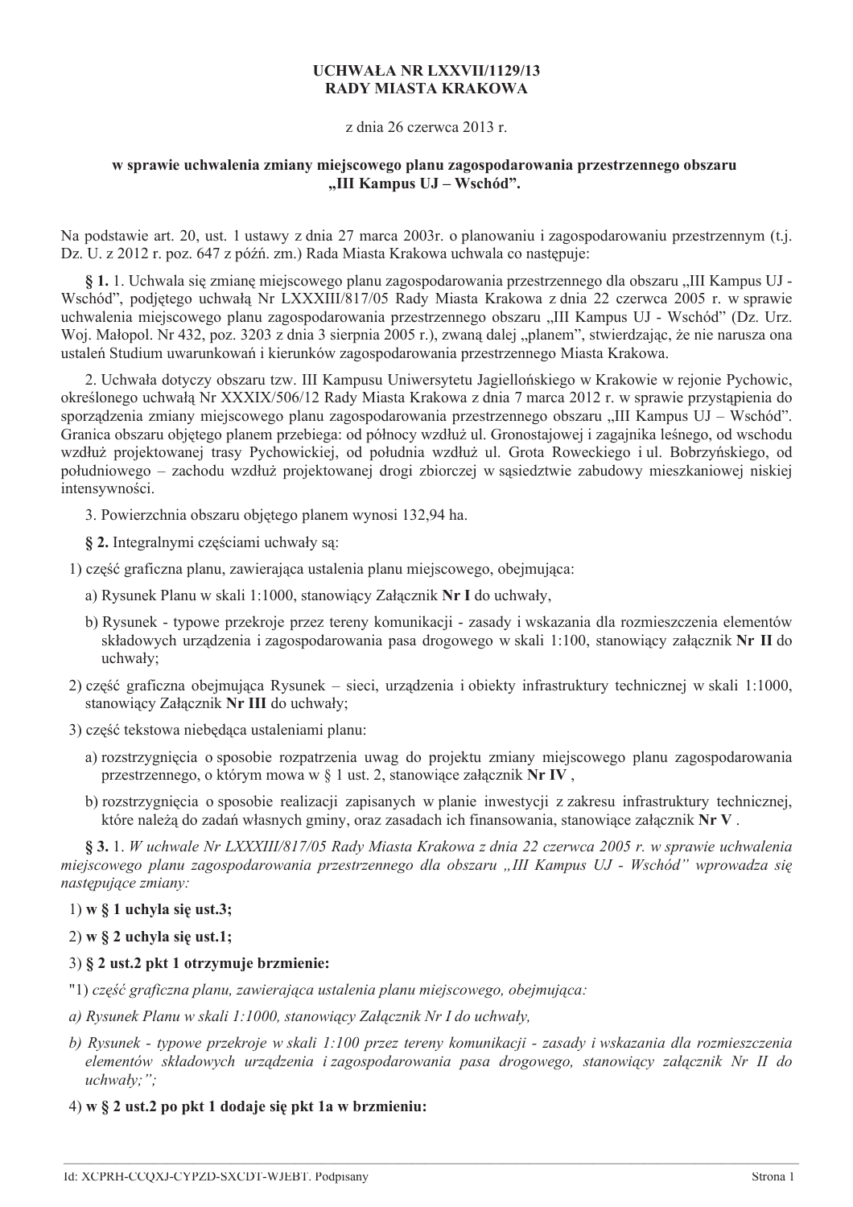# UCHWAŁA NR LXXVII/1129/13
# RADY MIASTA KRAKOWA

z dnia 26 czerwca 2013 r.

## w sprawie uchwalenia zmiany miejscowego planu zagospodarowania przestrzennego obszaru „III Kampus UJ – Wschód”.

Na podstawie art. 20, ust. 1 ustawy z dnia 27 marca 2003r. o planowaniu i zagospodarowaniu przestrzennym (t.j. Dz. U. z 2012 r. poz. 647 z późń. zm.) Rada Miasta Krakowa uchwala co następuje:

**§ 1.** 1. Uchwala się zmianę miejscowego planu zagospodarowania przestrzennego dla obszaru „III Kampus UJ - Wschód”, podjętego uchwałą Nr LXXXIII/817/05 Rady Miasta Krakowa z dnia 22 czerwca 2005 r. w sprawie uchwalenia miejscowego planu zagospodarowania przestrzennego obszaru „III Kampus UJ - Wschód” (Dz. Urz. Woj. Małopol. Nr 432, poz. 3203 z dnia 3 sierpnia 2005 r.), zwaną dalej „planem”, stwierdzając, że nie narusza ona ustaleń Studium uwarunkowań i kierunków zagospodarowania przestrzennego Miasta Krakowa.

2. Uchwała dotyczy obszaru tzw. III Kampusu Uniwersytetu Jagiellońskiego w Krakowie w rejonie Pychowic, określonego uchwałą Nr XXXIX/506/12 Rady Miasta Krakowa z dnia 7 marca 2012 r. w sprawie przystąpienia do sporządzenia zmiany miejscowego planu zagospodarowania przestrzennego obszaru „III Kampus UJ – Wschód”. Granica obszaru objętego planem przebiega: od północy wzdłuż ul. Gronostajowej i zagajnika leśnego, od wschodu wzdłuż projektowanej trasy Pychowickiej, od południa wzdłuż ul. Grota Roweckiego i ul. Bobrzyńskiego, od południowego – zachodu wzdłuż projektowanej drogi zbiorczej w sąsiedztwie zabudowy mieszkaniowej niskiej intensywności.

3. Powierzchnia obszaru objętego planem wynosi 132,94 ha.

**§ 2.** Integralnymi częściami uchwały są:

1) część graficzna planu, zawierająca ustalenia planu miejscowego, obejmująca:

a) Rysunek Planu w skali 1:1000, stanowiący Załącznik **Nr I** do uchwały,

b) Rysunek - typowe przekroje przez tereny komunikacji - zasady i wskazania dla rozmieszczenia elementów składowych urządzenia i zagospodarowania pasa drogowego w skali 1:100, stanowiący załącznik **Nr II** do uchwały;

2) część graficzna obejmująca Rysunek – sieci, urządzenia i obiekty infrastruktury technicznej w skali 1:1000, stanowiący Załącznik **Nr III** do uchwały;

3) część tekstowa niebędąca ustaleniami planu:

a) rozstrzygnięcia o sposobie rozpatrzenia uwag do projektu zmiany miejscowego planu zagospodarowania przestrzennego, o którym mowa w § 1 ust. 2, stanowiące załącznik **Nr IV** ,

b) rozstrzygnięcia o sposobie realizacji zapisanych w planie inwestycji z zakresu infrastruktury technicznej, które należą do zadań własnych gminy, oraz zasadach ich finansowania, stanowiące załącznik **Nr V** .

**§ 3.** 1. *W uchwale Nr LXXXIII/817/05 Rady Miasta Krakowa z dnia 22 czerwca 2005 r. w sprawie uchwalenia miejscowego planu zagospodarowania przestrzennego dla obszaru „III Kampus UJ - Wschód” wprowadza się następujące zmiany:*

1) **w § 1 uchyla się ust.3;**

2) **w § 2 uchyla się ust.1;**

3) **§ 2 ust.2 pkt 1 otrzymuje brzmienie:**

"1) *część graficzna planu, zawierająca ustalenia planu miejscowego, obejmująca:*

*a) Rysunek Planu w skali 1:1000, stanowiący Załącznik Nr I do uchwały,*

*b) Rysunek - typowe przekroje w skali 1:100 przez tereny komunikacji - zasady i wskazania dla rozmieszczenia elementów składowych urządzenia i zagospodarowania pasa drogowego, stanowiący załącznik Nr II do uchwały;";*

4) **w § 2 ust.2 po pkt 1 dodaje się pkt 1a w brzmieniu:**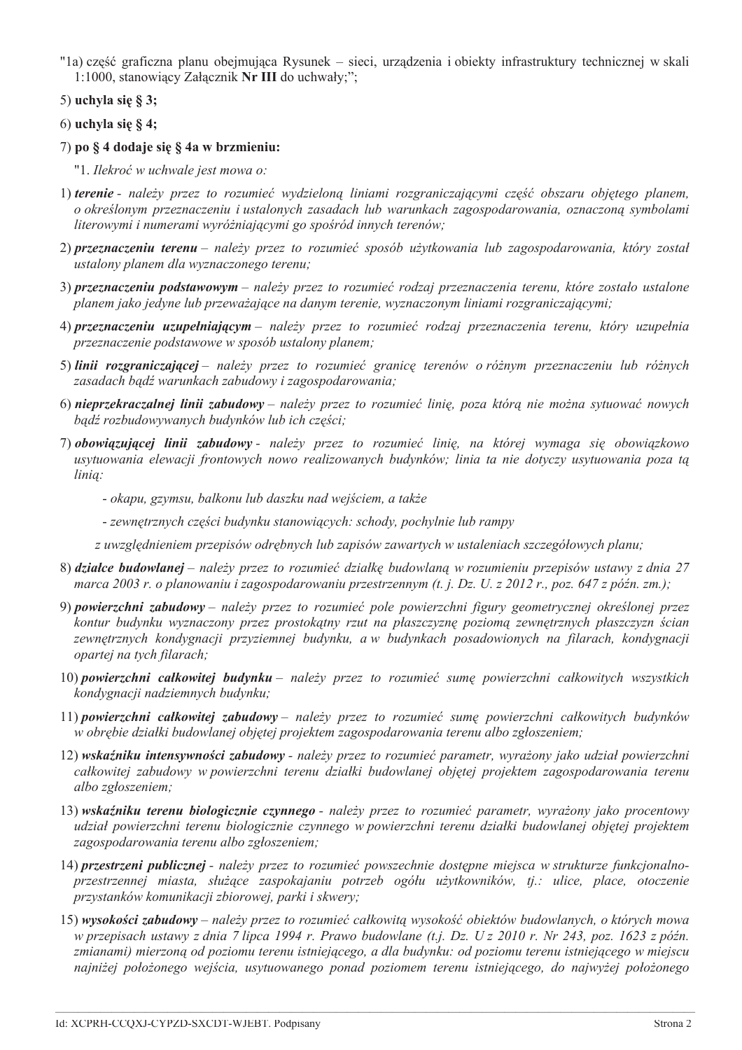"1a) część graficzna planu obejmująca Rysunek – sieci, urządzenia i obiekty infrastruktury technicznej w skali 1:1000, stanowiący Załącznik **Nr III** do uchwały;";

5) **uchyla się § 3;**

6) **uchyla się § 4;**

7) **po § 4 dodaje się § 4a w brzmieniu:**

"1. *Ilekroć w uchwale jest mowa o:*

1) ***terenie*** *- należy przez to rozumieć wydzieloną liniami rozgraniczającymi część obszaru objętego planem, o określonym przeznaczeniu i ustalonych zasadach lub warunkach zagospodarowania, oznaczoną symbolami literowymi i numerami wyróżniającymi go spośród innych terenów;*

2) ***przeznaczeniu terenu*** *– należy przez to rozumieć sposób użytkowania lub zagospodarowania, który został ustalony planem dla wyznaczonego terenu;*

3) ***przeznaczeniu podstawowym*** *– należy przez to rozumieć rodzaj przeznaczenia terenu, które zostało ustalone planem jako jedyne lub przeważające na danym terenie, wyznaczonym liniami rozgraniczającymi;*

4) ***przeznaczeniu uzupełniającym*** *– należy przez to rozumieć rodzaj przeznaczenia terenu, który uzupełnia przeznaczenie podstawowe w sposób ustalony planem;*

5) ***linii rozgraniczającej*** *– należy przez to rozumieć granicę terenów o różnym przeznaczeniu lub różnych zasadach bądź warunkach zabudowy i zagospodarowania;*

6) ***nieprzekraczalnej linii zabudowy*** *– należy przez to rozumieć linię, poza którą nie można sytuować nowych bądź rozbudowywanych budynków lub ich części;*

7) ***obowiązującej linii zabudowy*** *- należy przez to rozumieć linię, na której wymaga się obowiązkowo usytuowania elewacji frontowych nowo realizowanych budynków; linia ta nie dotyczy usytuowania poza tą linią:*

- *okapu, gzymsu, balkonu lub daszku nad wejściem, a także*
- *zewnętrznych części budynku stanowiących: schody, pochylnie lub rampy*

*z uwzględnieniem przepisów odrębnych lub zapisów zawartych w ustaleniach szczegółowych planu;*

8) ***działce budowlanej*** *– należy przez to rozumieć działkę budowlaną w rozumieniu przepisów ustawy z dnia 27 marca 2003 r. o planowaniu i zagospodarowaniu przestrzennym (t. j. Dz. U. z 2012 r., poz. 647 z późn. zm.);*

9) ***powierzchni zabudowy*** *– należy przez to rozumieć pole powierzchni figury geometrycznej określonej przez kontur budynku wyznaczony przez prostokątny rzut na płaszczyznę poziomą zewnętrznych płaszczyzn ścian zewnętrznych kondygnacji przyziemnej budynku, a w budynkach posadowionych na filarach, kondygnacji opartej na tych filarach;*

10) ***powierzchni całkowitej budynku*** *– należy przez to rozumieć sumę powierzchni całkowitych wszystkich kondygnacji nadziemnych budynku;*

11) ***powierzchni całkowitej zabudowy*** *– należy przez to rozumieć sumę powierzchni całkowitych budynków w obrębie działki budowlanej objętej projektem zagospodarowania terenu albo zgłoszeniem;*

12) ***wskaźniku intensywności zabudowy*** *- należy przez to rozumieć parametr, wyrażony jako udział powierzchni całkowitej zabudowy w powierzchni terenu działki budowlanej objętej projektem zagospodarowania terenu albo zgłoszeniem;*

13) ***wskaźniku terenu biologicznie czynnego*** *- należy przez to rozumieć parametr, wyrażony jako procentowy udział powierzchni terenu biologicznie czynnego w powierzchni terenu działki budowlanej objętej projektem zagospodarowania terenu albo zgłoszeniem;*

14) ***przestrzeni publicznej*** *- należy przez to rozumieć powszechnie dostępne miejsca w strukturze funkcjonalno-przestrzennej miasta, służące zaspokajaniu potrzeb ogółu użytkowników, tj.: ulice, place, otoczenie przystanków komunikacji zbiorowej, parki i skwery;*

15) ***wysokości zabudowy*** *– należy przez to rozumieć całkowitą wysokość obiektów budowlanych, o których mowa w przepisach ustawy z dnia 7 lipca 1994 r. Prawo budowlane (t.j. Dz. U z 2010 r. Nr 243, poz. 1623 z późn. zmianami) mierzoną od poziomu terenu istniejącego, a dla budynku: od poziomu terenu istniejącego w miejscu najniżej położonego wejścia, usytuowanego ponad poziomem terenu istniejącego, do najwyżej położonego*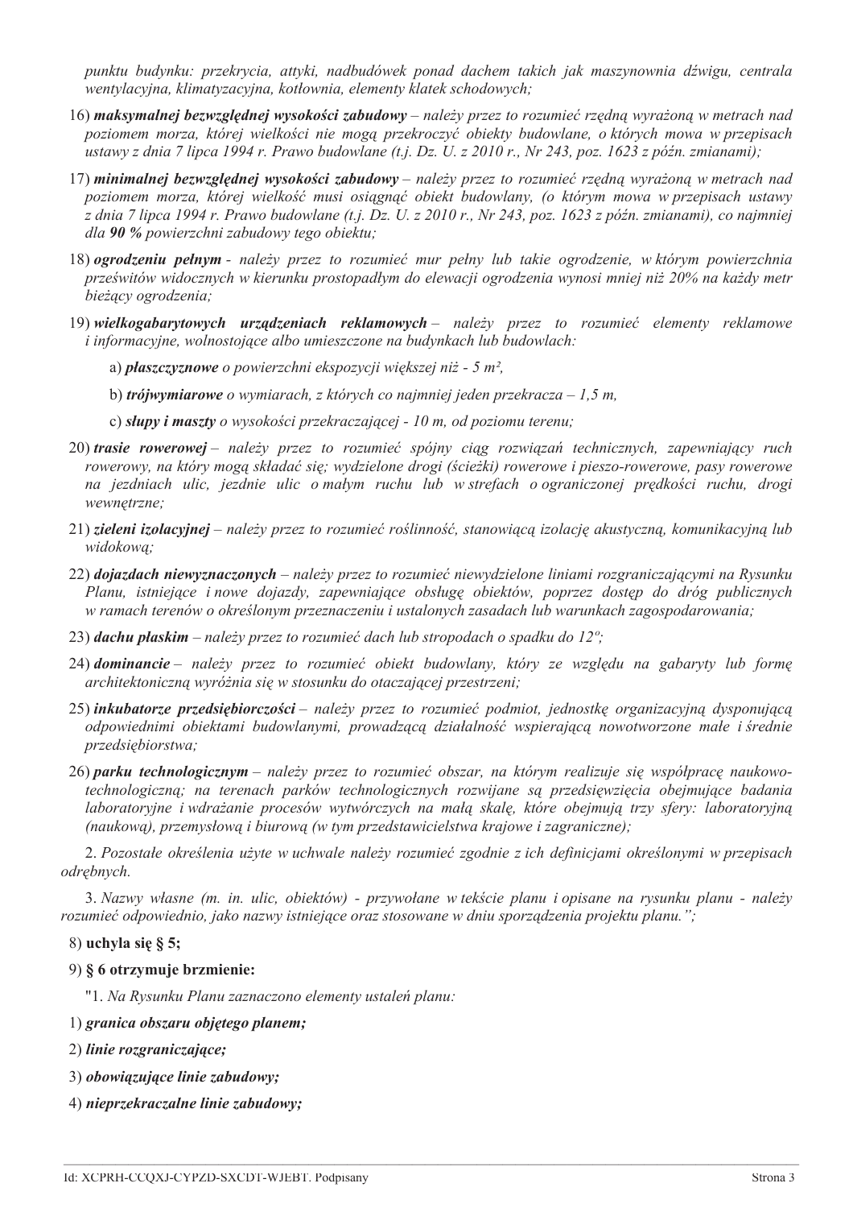*punktu budynku: przekrycia, attyki, nadbudówek ponad dachem takich jak maszynownia dźwigu, centrala wentylacyjna, klimatyzacyjna, kotłownia, elementy klatek schodowych;*

16) ***maksymalnej bezwzględnej wysokości zabudowy*** *– należy przez to rozumieć rzędną wyrażoną w metrach nad poziomem morza, której wielkości nie mogą przekroczyć obiekty budowlane, o których mowa w przepisach ustawy z dnia 7 lipca 1994 r. Prawo budowlane (t.j. Dz. U. z 2010 r., Nr 243, poz. 1623 z późn. zmianami);*

17) ***minimalnej bezwzględnej wysokości zabudowy*** *– należy przez to rozumieć rzędną wyrażoną w metrach nad poziomem morza, której wielkość musi osiągnąć obiekt budowlany, (o którym mowa w przepisach ustawy z dnia 7 lipca 1994 r. Prawo budowlane (t.j. Dz. U. z 2010 r., Nr 243, poz. 1623 z późn. zmianami), co najmniej dla* ***90 %*** *powierzchni zabudowy tego obiektu;*

18) ***ogrodzeniu pełnym*** *- należy przez to rozumieć mur pełny lub takie ogrodzenie, w którym powierzchnia prześwitów widocznych w kierunku prostopadłym do elewacji ogrodzenia wynosi mniej niż 20% na każdy metr bieżący ogrodzenia;*

19) ***wielkogabarytowych urządzeniach reklamowych*** *– należy przez to rozumieć elementy reklamowe i informacyjne, wolnostojące albo umieszczone na budynkach lub budowlach:*

a) ***płaszczyznowe*** *o powierzchni ekspozycji większej niż - 5 m²,*

b) ***trójwymiarowe*** *o wymiarach, z których co najmniej jeden przekracza – 1,5 m,*

c) ***słupy i maszty*** *o wysokości przekraczającej - 10 m, od poziomu terenu;*

20) ***trasie rowerowej*** *– należy przez to rozumieć spójny ciąg rozwiązań technicznych, zapewniający ruch rowerowy, na który mogą składać się; wydzielone drogi (ścieżki) rowerowe i pieszo-rowerowe, pasy rowerowe na jezdniach ulic, jezdnie ulic o małym ruchu lub w strefach o ograniczonej prędkości ruchu, drogi wewnętrzne;*

21) ***zieleni izolacyjnej*** *– należy przez to rozumieć roślinność, stanowiącą izolację akustyczną, komunikacyjną lub widokową;*

22) ***dojazdach niewyznaczonych*** *– należy przez to rozumieć niewydzielone liniami rozgraniczającymi na Rysunku Planu, istniejące i nowe dojazdy, zapewniające obsługę obiektów, poprzez dostęp do dróg publicznych w ramach terenów o określonym przeznaczeniu i ustalonych zasadach lub warunkach zagospodarowania;*

23) ***dachu płaskim*** *– należy przez to rozumieć dach lub stropodach o spadku do 12º;*

24) ***dominancie*** *– należy przez to rozumieć obiekt budowlany, który ze względu na gabaryty lub formę architektoniczną wyróżnia się w stosunku do otaczającej przestrzeni;*

25) ***inkubatorze przedsiębiorczości*** *– należy przez to rozumieć podmiot, jednostkę organizacyjną dysponującą odpowiednimi obiektami budowlanymi, prowadzącą działalność wspierającą nowotworzone małe i średnie przedsiębiorstwa;*

26) ***parku technologicznym*** *– należy przez to rozumieć obszar, na którym realizuje się współpracę naukowo-technologiczną; na terenach parków technologicznych rozwijane są przedsięwzięcia obejmujące badania laboratoryjne i wdrażanie procesów wytwórczych na małą skalę, które obejmują trzy sfery: laboratoryjną (naukową), przemysłową i biurową (w tym przedstawicielstwa krajowe i zagraniczne);*

2. *Pozostałe określenia użyte w uchwale należy rozumieć zgodnie z ich definicjami określonymi w przepisach odrębnych.*

3. *Nazwy własne (m. in. ulic, obiektów) - przywołane w tekście planu i opisane na rysunku planu - należy rozumieć odpowiednio, jako nazwy istniejące oraz stosowane w dniu sporządzenia projektu planu.";*

8) **uchyla się § 5;**

9) **§ 6 otrzymuje brzmienie:**

"1. *Na Rysunku Planu zaznaczono elementy ustaleń planu:*

1) ***granica obszaru objętego planem;***

2) ***linie rozgraniczające;***

3) ***obowiązujące linie zabudowy;***

4) ***nieprzekraczalne linie zabudowy;***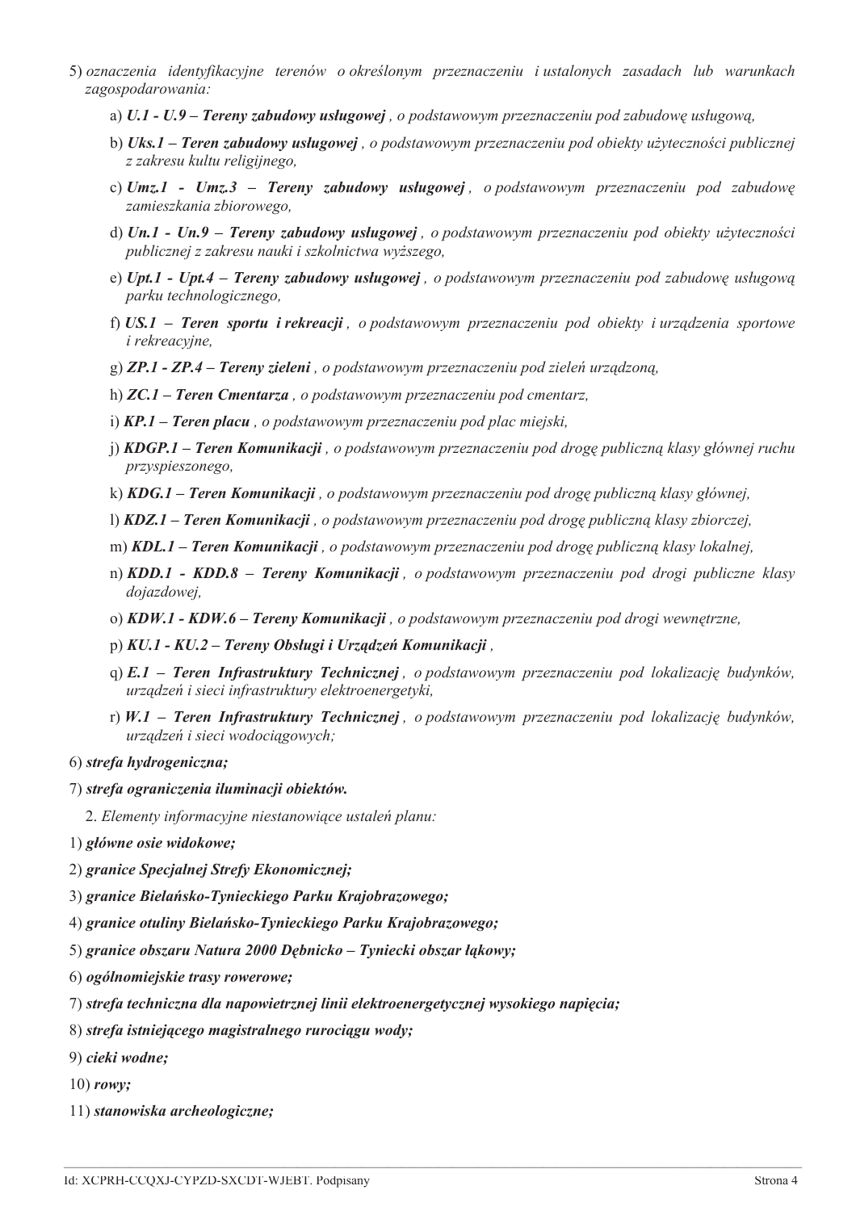5) *oznaczenia identyfikacyjne terenów o określonym przeznaczeniu i ustalonych zasadach lub warunkach zagospodarowania:*

a) ***U.1 - U.9 – Tereny zabudowy usługowej*** *, o podstawowym przeznaczeniu pod zabudowę usługową,*

b) ***Uks.1 – Teren zabudowy usługowej*** *, o podstawowym przeznaczeniu pod obiekty użyteczności publicznej z zakresu kultu religijnego,*

c) ***Umz.1 - Umz.3 – Tereny zabudowy usługowej*** *, o podstawowym przeznaczeniu pod zabudowę zamieszkania zbiorowego,*

d) ***Un.1 - Un.9 – Tereny zabudowy usługowej*** *, o podstawowym przeznaczeniu pod obiekty użyteczności publicznej z zakresu nauki i szkolnictwa wyższego,*

e) ***Upt.1 - Upt.4 – Tereny zabudowy usługowej*** *, o podstawowym przeznaczeniu pod zabudowę usługową parku technologicznego,*

f) ***US.1 – Teren sportu i rekreacji*** *, o podstawowym przeznaczeniu pod obiekty i urządzenia sportowe i rekreacyjne,*

g) ***ZP.1 - ZP.4 – Tereny zieleni*** *, o podstawowym przeznaczeniu pod zieleń urządzoną,*

h) ***ZC.1 – Teren Cmentarza*** *, o podstawowym przeznaczeniu pod cmentarz,*

i) ***KP.1 – Teren placu*** *, o podstawowym przeznaczeniu pod plac miejski,*

j) ***KDGP.1 – Teren Komunikacji*** *, o podstawowym przeznaczeniu pod drogę publiczną klasy głównej ruchu przyspieszonego,*

k) ***KDG.1 – Teren Komunikacji*** *, o podstawowym przeznaczeniu pod drogę publiczną klasy głównej,*

l) ***KDZ.1 – Teren Komunikacji*** *, o podstawowym przeznaczeniu pod drogę publiczną klasy zbiorczej,*

m) ***KDL.1 – Teren Komunikacji*** *, o podstawowym przeznaczeniu pod drogę publiczną klasy lokalnej,*

n) ***KDD.1 - KDD.8 – Tereny Komunikacji*** *, o podstawowym przeznaczeniu pod drogi publiczne klasy dojazdowej,*

o) ***KDW.1 - KDW.6 – Tereny Komunikacji*** *, o podstawowym przeznaczeniu pod drogi wewnętrzne,*

p) ***KU.1 - KU.2 – Tereny Obsługi i Urządzeń Komunikacji*** *,*

q) ***E.1 – Teren Infrastruktury Technicznej*** *, o podstawowym przeznaczeniu pod lokalizację budynków, urządzeń i sieci infrastruktury elektroenergetyki,*

r) ***W.1 – Teren Infrastruktury Technicznej*** *, o podstawowym przeznaczeniu pod lokalizację budynków, urządzeń i sieci wodociągowych;*

6) ***strefa hydrogeniczna;***

7) ***strefa ograniczenia iluminacji obiektów.***

2. *Elementy informacyjne niestanowiące ustaleń planu:*

1) ***główne osie widokowe;***

2) ***granice Specjalnej Strefy Ekonomicznej;***

3) ***granice Bielańsko-Tynieckiego Parku Krajobrazowego;***

4) ***granice otuliny Bielańsko-Tynieckiego Parku Krajobrazowego;***

5) ***granice obszaru Natura 2000 Dębnicko – Tyniecki obszar łąkowy;***

6) ***ogólnomiejskie trasy rowerowe;***

7) ***strefa techniczna dla napowietrznej linii elektroenergetycznej wysokiego napięcia;***

8) ***strefa istniejącego magistralnego rurociągu wody;***

9) ***cieki wodne;***

10) ***rowy;***

11) ***stanowiska archeologiczne;***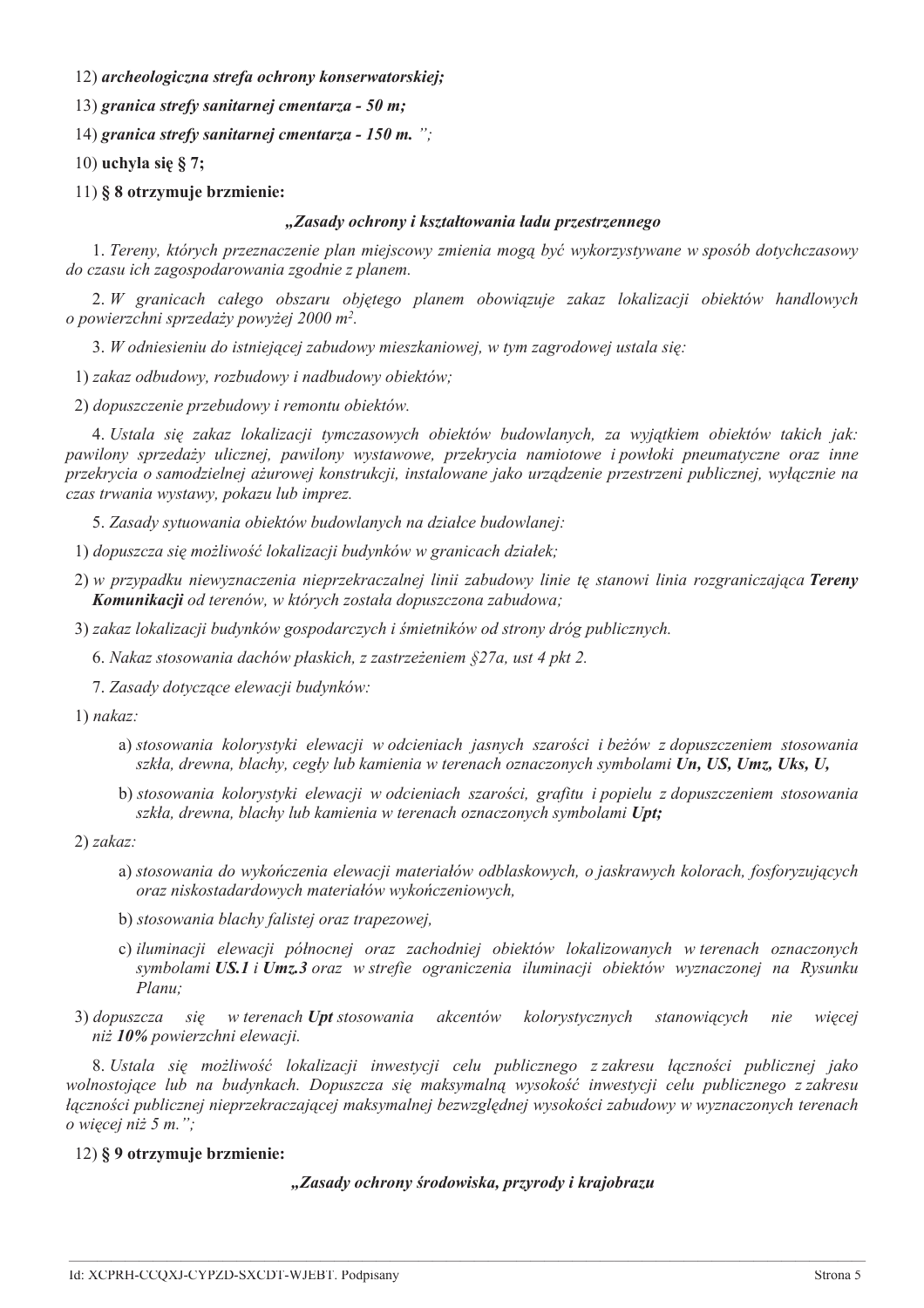12) ***archeologiczna strefa ochrony konserwatorskiej;***

13) ***granica strefy sanitarnej cmentarza - 50 m;***

14) ***granica strefy sanitarnej cmentarza - 150 m.*** *";*

10) **uchyla się § 7;**

11) **§ 8 otrzymuje brzmienie:**

***„Zasady ochrony i kształtowania ładu przestrzennego***

*1. Tereny, których przeznaczenie plan miejscowy zmienia mogą być wykorzystywane w sposób dotychczasowy do czasu ich zagospodarowania zgodnie z planem.*

*2. W granicach całego obszaru objętego planem obowiązuje zakaz lokalizacji obiektów handlowych o powierzchni sprzedaży powyżej 2000 m².*

*3. W odniesieniu do istniejącej zabudowy mieszkaniowej, w tym zagrodowej ustala się:*

1) *zakaz odbudowy, rozbudowy i nadbudowy obiektów;*

2) *dopuszczenie przebudowy i remontu obiektów.*

*4. Ustala się zakaz lokalizacji tymczasowych obiektów budowlanych, za wyjątkiem obiektów takich jak: pawilony sprzedaży ulicznej, pawilony wystawowe, przekrycia namiotowe i powłoki pneumatyczne oraz inne przekrycia o samodzielnej ażurowej konstrukcji, instalowane jako urządzenie przestrzeni publicznej, wyłącznie na czas trwania wystawy, pokazu lub imprez.*

*5. Zasady sytuowania obiektów budowlanych na działce budowlanej:*

1) *dopuszcza się możliwość lokalizacji budynków w granicach działek;*

2) *w przypadku niewyznaczenia nieprzekraczalnej linii zabudowy linie tę stanowi linia rozgraniczająca* ***Tereny Komunikacji*** *od terenów, w których została dopuszczona zabudowa;*

3) *zakaz lokalizacji budynków gospodarczych i śmietników od strony dróg publicznych.*

*6. Nakaz stosowania dachów płaskich, z zastrzeżeniem §27a, ust 4 pkt 2.*

*7. Zasady dotyczące elewacji budynków:*

1) *nakaz:*

   a) *stosowania kolorystyki elewacji w odcieniach jasnych szarości i beżów z dopuszczeniem stosowania szkła, drewna, blachy, cegły lub kamienia w terenach oznaczonych symbolami* ***Un, US, Umz, Uks, U,***

   b) *stosowania kolorystyki elewacji w odcieniach szarości, grafitu i popielu z dopuszczeniem stosowania szkła, drewna, blachy lub kamienia w terenach oznaczonych symbolami* ***Upt;***

2) *zakaz:*

   a) *stosowania do wykończenia elewacji materiałów odblaskowych, o jaskrawych kolorach, fosforyzujących oraz niskostadardowych materiałów wykończeniowych,*

   b) *stosowania blachy falistej oraz trapezowej,*

   c) *iluminacji elewacji północnej oraz zachodniej obiektów lokalizowanych w terenach oznaczonych symbolami* ***US.1*** *i* ***Umz.3*** *oraz w strefie ograniczenia iluminacji obiektów wyznaczonej na Rysunku Planu;*

3) *dopuszcza się w terenach* ***Upt*** *stosowania akcentów kolorystycznych stanowiących nie więcej niż* ***10%*** *powierzchni elewacji.*

*8. Ustala się możliwość lokalizacji inwestycji celu publicznego z zakresu łączności publicznej jako wolnostojące lub na budynkach. Dopuszcza się maksymalną wysokość inwestycji celu publicznego z zakresu łączności publicznej nieprzekraczającej maksymalnej bezwzględnej wysokości zabudowy w wyznaczonych terenach o więcej niż 5 m.";*

12) **§ 9 otrzymuje brzmienie:**

***„Zasady ochrony środowiska, przyrody i krajobrazu***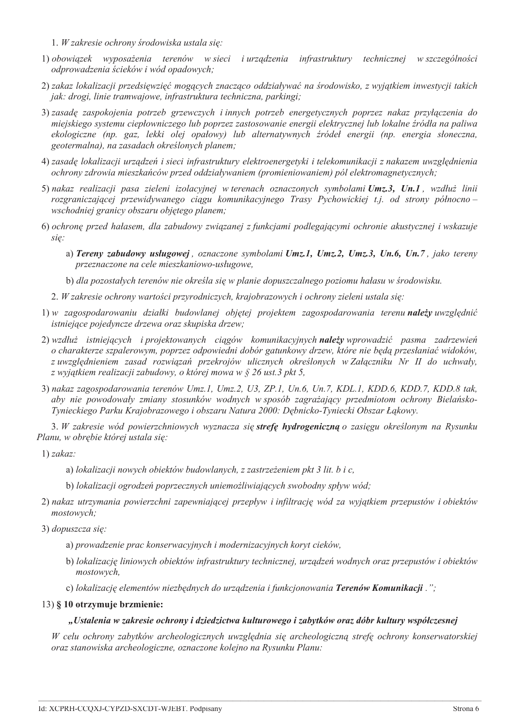1. *W zakresie ochrony środowiska ustala się:*

1) *obowiązek wyposażenia terenów w sieci i urządzenia infrastruktury technicznej w szczególności odprowadzenia ścieków i wód opadowych;*

2) *zakaz lokalizacji przedsięwzięć mogących znacząco oddziaływać na środowisko, z wyjątkiem inwestycji takich jak: drogi, linie tramwajowe, infrastruktura techniczna, parkingi;*

3) *zasadę zaspokojenia potrzeb grzewczych i innych potrzeb energetycznych poprzez nakaz przyłączenia do miejskiego systemu ciepłowniczego lub poprzez zastosowanie energii elektrycznej lub lokalne źródła na paliwa ekologiczne (np. gaz, lekki olej opałowy) lub alternatywnych źródeł energii (np. energia słoneczna, geotermalna), na zasadach określonych planem;*

4) *zasadę lokalizacji urządzeń i sieci infrastruktury elektroenergetyki i telekomunikacji z nakazem uwzględnienia ochrony zdrowia mieszkańców przed oddziaływaniem (promieniowaniem) pól elektromagnetycznych;*

5) *nakaz realizacji pasa zieleni izolacyjnej w terenach oznaczonych symbolami* ***Umz.3, Un.1****, wzdłuż linii rozgraniczającej przewidywanego ciągu komunikacyjnego Trasy Pychowickiej t.j. od strony północno – wschodniej granicy obszaru objętego planem;*

6) *ochronę przed hałasem, dla zabudowy związanej z funkcjami podlegającymi ochronie akustycznej i wskazuje się:*

   a) ***Tereny zabudowy usługowej****, oznaczone symbolami* ***Umz.1, Umz.2, Umz.3, Un.6, Un.7****, jako tereny przeznaczone na cele mieszkaniowo-usługowe,*

   b) *dla pozostałych terenów nie określa się w planie dopuszczalnego poziomu hałasu w środowisku.*

2. *W zakresie ochrony wartości przyrodniczych, krajobrazowych i ochrony zieleni ustala się:*

1) *w zagospodarowaniu działki budowlanej objętej projektem zagospodarowania terenu* ***należy*** *uwzględnić istniejące pojedyncze drzewa oraz skupiska drzew;*

2) *wzdłuż istniejących i projektowanych ciągów komunikacyjnych* ***należy*** *wprowadzić pasma zadrzewień o charakterze szpalerowym, poprzez odpowiedni dobór gatunkowy drzew, które nie będą przesłaniać widoków, z uwzględnieniem zasad rozwiązań przekrojów ulicznych określonych w Załączniku Nr II do uchwały, z wyjątkiem realizacji zabudowy, o której mowa w § 26 ust.3 pkt 5,*

3) *nakaz zagospodarowania terenów Umz.1, Umz.2, U3, ZP.1, Un.6, Un.7, KDL.1, KDD.6, KDD.7, KDD.8 tak, aby nie powodowały zmiany stosunków wodnych w sposób zagrażający przedmiotom ochrony Bielańsko-Tynieckiego Parku Krajobrazowego i obszaru Natura 2000: Dębnicko-Tyniecki Obszar Łąkowy.*

3. *W zakresie wód powierzchniowych wyznacza się* ***strefę hydrogeniczną*** *o zasięgu określonym na Rysunku Planu, w obrębie której ustala się:*

1) *zakaz:*

   a) *lokalizacji nowych obiektów budowlanych, z zastrzeżeniem pkt 3 lit. b i c,*

   b) *lokalizacji ogrodzeń poprzecznych uniemożliwiających swobodny spływ wód;*

2) *nakaz utrzymania powierzchni zapewniającej przepływ i infiltrację wód za wyjątkiem przepustów i obiektów mostowych;*

3) *dopuszcza się:*

   a) *prowadzenie prac konserwacyjnych i modernizacyjnych koryt cieków,*

   b) *lokalizację liniowych obiektów infrastruktury technicznej, urządzeń wodnych oraz przepustów i obiektów mostowych,*

   c) *lokalizację elementów niezbędnych do urządzenia i funkcjonowania* ***Terenów Komunikacji****.";*

13) **§ 10 otrzymuje brzmienie:**

***„Ustalenia w zakresie ochrony i dziedzictwa kulturowego i zabytków oraz dóbr kultury współczesnej***

*W celu ochrony zabytków archeologicznych uwzględnia się archeologiczną strefę ochrony konserwatorskiej oraz stanowiska archeologiczne, oznaczone kolejno na Rysunku Planu:*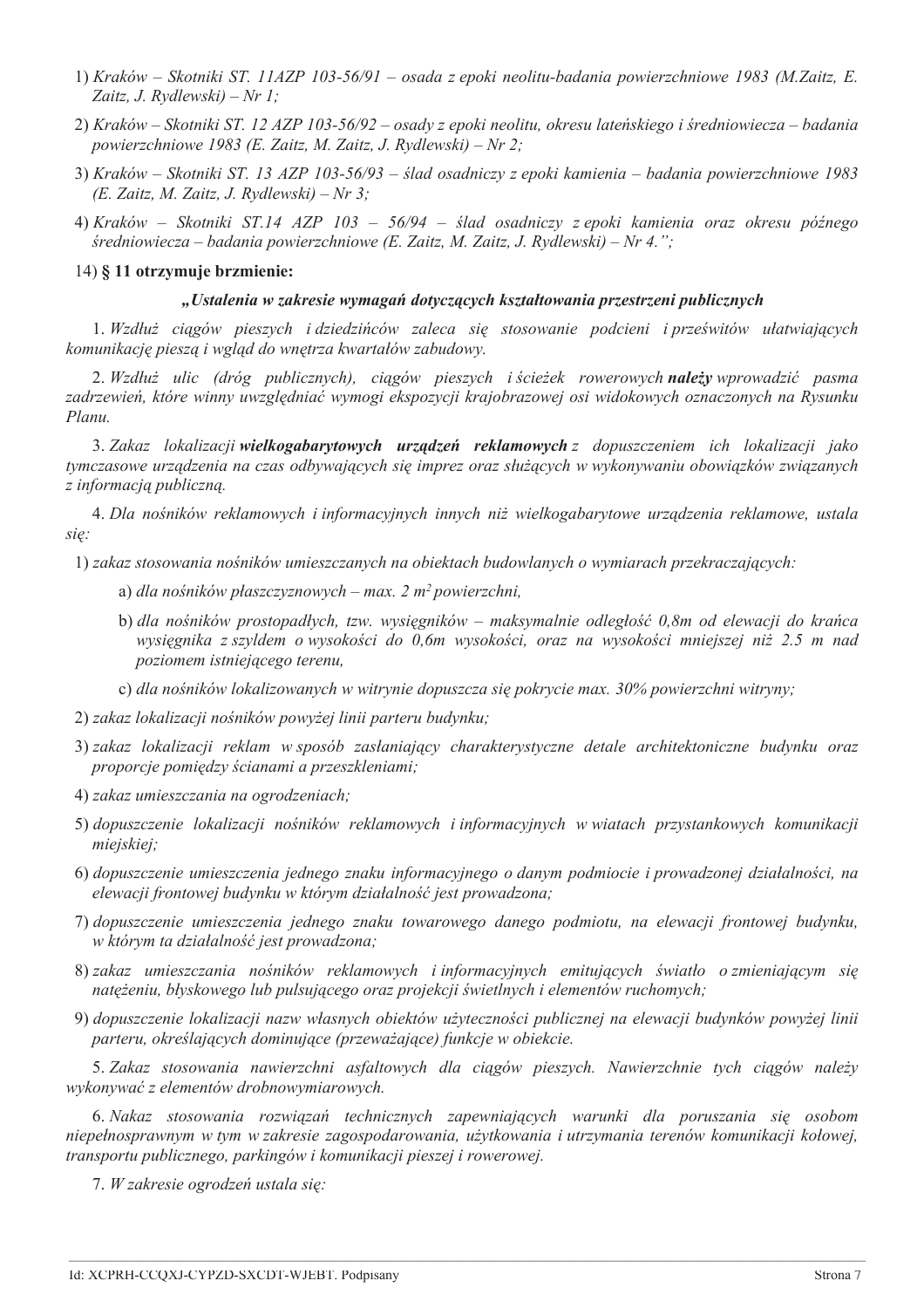1) *Kraków – Skotniki ST. 11AZP 103-56/91 – osada z epoki neolitu-badania powierzchniowe 1983 (M.Zaitz, E. Zaitz, J. Rydlewski) – Nr 1;*

2) *Kraków – Skotniki ST. 12 AZP 103-56/92 – osady z epoki neolitu, okresu lateńskiego i średniowiecza – badania powierzchniowe 1983 (E. Zaitz, M. Zaitz, J. Rydlewski) – Nr 2;*

3) *Kraków – Skotniki ST. 13 AZP 103-56/93 – ślad osadniczy z epoki kamienia – badania powierzchniowe 1983 (E. Zaitz, M. Zaitz, J. Rydlewski) – Nr 3;*

4) *Kraków – Skotniki ST.14 AZP 103 – 56/94 – ślad osadniczy z epoki kamienia oraz okresu późnego średniowiecza – badania powierzchniowe (E. Zaitz, M. Zaitz, J. Rydlewski) – Nr 4.";*

14) **§ 11 otrzymuje brzmienie:**

**„*Ustalenia w zakresie wymagań dotyczących kształtowania przestrzeni publicznych***

1. *Wzdłuż ciągów pieszych i dziedzińców zaleca się stosowanie podcieni i prześwitów ułatwiających komunikację pieszą i wgląd do wnętrza kwartałów zabudowy.*

2. *Wzdłuż ulic (dróg publicznych), ciągów pieszych i ścieżek rowerowych* ***należy*** *wprowadzić pasma zadrzewień, które winny uwzględniać wymogi ekspozycji krajobrazowej osi widokowych oznaczonych na Rysunku Planu.*

3. *Zakaz lokalizacji* ***wielkogabarytowych urządzeń reklamowych*** *z dopuszczeniem ich lokalizacji jako tymczasowe urządzenia na czas odbywających się imprez oraz służących w wykonywaniu obowiązków związanych z informacją publiczną.*

4. *Dla nośników reklamowych i informacyjnych innych niż wielkogabarytowe urządzenia reklamowe, ustala się:*

1) *zakaz stosowania nośników umieszczanych na obiektach budowlanych o wymiarach przekraczających:*

   a) *dla nośników płaszczyznowych – max. 2 m² powierzchni,*

   b) *dla nośników prostopadłych, tzw. wysięgników – maksymalnie odległość 0,8m od elewacji do krańca wysięgnika z szyldem o wysokości do 0,6m wysokości, oraz na wysokości mniejszej niż 2.5 m nad poziomem istniejącego terenu,*

   c) *dla nośników lokalizowanych w witrynie dopuszcza się pokrycie max. 30% powierzchni witryny;*

2) *zakaz lokalizacji nośników powyżej linii parteru budynku;*

3) *zakaz lokalizacji reklam w sposób zasłaniający charakterystyczne detale architektoniczne budynku oraz proporcje pomiędzy ścianami a przeszkleniami;*

4) *zakaz umieszczania na ogrodzeniach;*

5) *dopuszczenie lokalizacji nośników reklamowych i informacyjnych w wiatach przystankowych komunikacji miejskiej;*

6) *dopuszczenie umieszczenia jednego znaku informacyjnego o danym podmiocie i prowadzonej działalności, na elewacji frontowej budynku w którym działalność jest prowadzona;*

7) *dopuszczenie umieszczenia jednego znaku towarowego danego podmiotu, na elewacji frontowej budynku, w którym ta działalność jest prowadzona;*

8) *zakaz umieszczania nośników reklamowych i informacyjnych emitujących światło o zmieniającym się natężeniu, błyskowego lub pulsującego oraz projekcji świetlnych i elementów ruchomych;*

9) *dopuszczenie lokalizacji nazw własnych obiektów użyteczności publicznej na elewacji budynków powyżej linii parteru, określających dominujące (przeważające) funkcje w obiekcie.*

5. *Zakaz stosowania nawierzchni asfaltowych dla ciągów pieszych. Nawierzchnie tych ciągów należy wykonywać z elementów drobnowymiarowych.*

6. *Nakaz stosowania rozwiązań technicznych zapewniających warunki dla poruszania się osobom niepełnosprawnym w tym w zakresie zagospodarowania, użytkowania i utrzymania terenów komunikacji kołowej, transportu publicznego, parkingów i komunikacji pieszej i rowerowej.*

7. *W zakresie ogrodzeń ustala się:*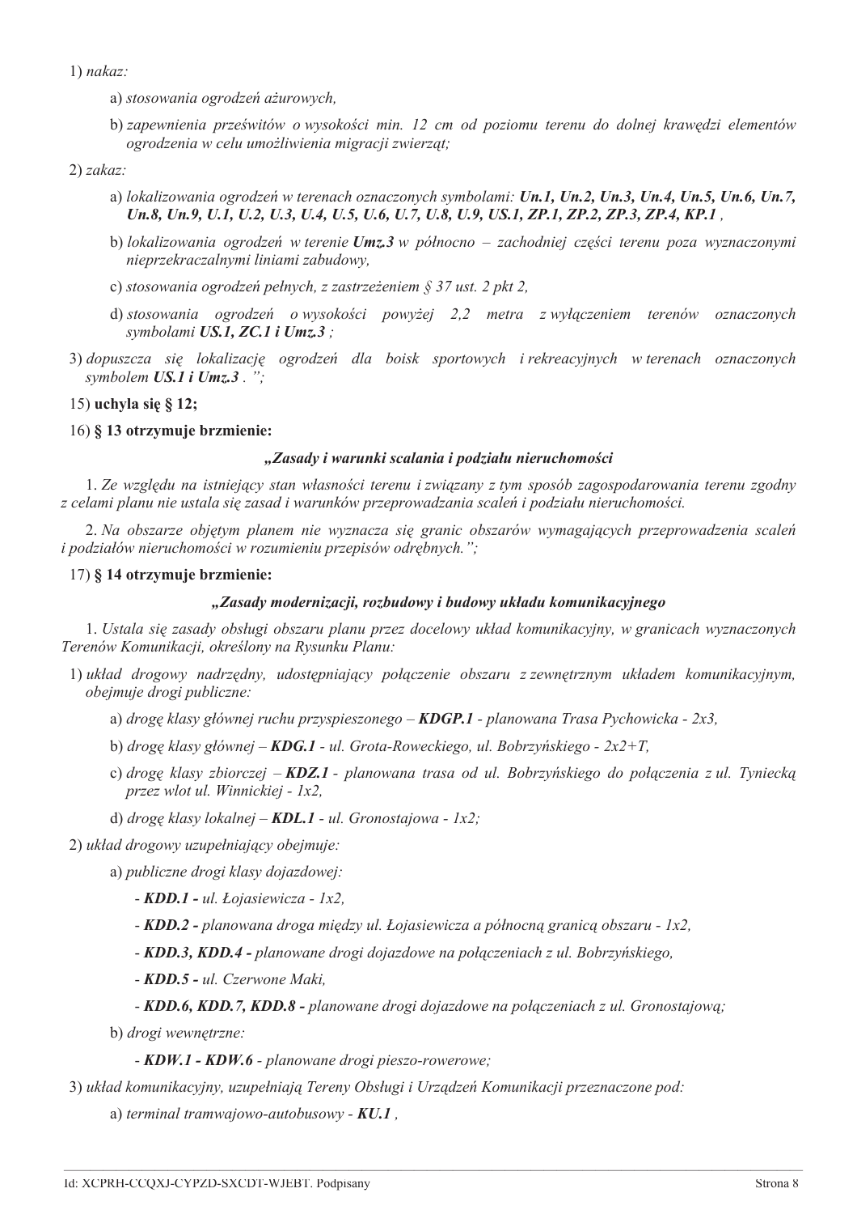1) *nakaz:*

   a) *stosowania ogrodzeń ażurowych,*

   b) *zapewnienia prześwitów o wysokości min. 12 cm od poziomu terenu do dolnej krawędzi elementów ogrodzenia w celu umożliwienia migracji zwierząt;*

2) *zakaz:*

   a) *lokalizowania ogrodzeń w terenach oznaczonych symbolami:* ***Un.1, Un.2, Un.3, Un.4, Un.5, Un.6, Un.7, Un.8, Un.9, U.1, U.2, U.3, U.4, U.5, U.6, U.7, U.8, U.9, US.1, ZP.1, ZP.2, ZP.3, ZP.4, KP.1*** *,*

   b) *lokalizowania ogrodzeń w terenie* ***Umz.3*** *w północno – zachodniej części terenu poza wyznaczonymi nieprzekraczalnymi liniami zabudowy,*

   c) *stosowania ogrodzeń pełnych, z zastrzeżeniem § 37 ust. 2 pkt 2,*

   d) *stosowania ogrodzeń o wysokości powyżej 2,2 metra z wyłączeniem terenów oznaczonych symbolami* ***US.1, ZC.1 i Umz.3*** *;*

3) *dopuszcza się lokalizację ogrodzeń dla boisk sportowych i rekreacyjnych w terenach oznaczonych symbolem* ***US.1 i Umz.3*** *. ";*

15) **uchyla się § 12;**

16) **§ 13 otrzymuje brzmienie:**

***„Zasady i warunki scalania i podziału nieruchomości***

1. *Ze względu na istniejący stan własności terenu i związany z tym sposób zagospodarowania terenu zgodny z celami planu nie ustala się zasad i warunków przeprowadzania scaleń i podziału nieruchomości.*

2. *Na obszarze objętym planem nie wyznacza się granic obszarów wymagających przeprowadzenia scaleń i podziałów nieruchomości w rozumieniu przepisów odrębnych.";*

17) **§ 14 otrzymuje brzmienie:**

***„Zasady modernizacji, rozbudowy i budowy układu komunikacyjnego***

1. *Ustala się zasady obsługi obszaru planu przez docelowy układ komunikacyjny, w granicach wyznaczonych Terenów Komunikacji, określony na Rysunku Planu:*

1) *układ drogowy nadrzędny, udostępniający połączenie obszaru z zewnętrznym układem komunikacyjnym, obejmuje drogi publiczne:*

   a) *drogę klasy głównej ruchu przyspieszonego –* ***KDGP.1*** *- planowana Trasa Pychowicka - 2x3,*

   b) *drogę klasy głównej –* ***KDG.1*** *- ul. Grota-Roweckiego, ul. Bobrzyńskiego - 2x2+T,*

   c) *drogę klasy zbiorczej –* ***KDZ.1*** *- planowana trasa od ul. Bobrzyńskiego do połączenia z ul. Tyniecką przez wlot ul. Winnickiej - 1x2,*

   d) *drogę klasy lokalnej –* ***KDL.1*** *- ul. Gronostajowa - 1x2;*

2) *układ drogowy uzupełniający obejmuje:*

   a) *publiczne drogi klasy dojazdowej:*

      - ***KDD.1 -*** *ul. Łojasiewicza - 1x2,*

      - ***KDD.2 -*** *planowana droga między ul. Łojasiewicza a północną granicą obszaru - 1x2,*

      - ***KDD.3, KDD.4 -*** *planowane drogi dojazdowe na połączeniach z ul. Bobrzyńskiego,*

      - ***KDD.5 -*** *ul. Czerwone Maki,*

      - ***KDD.6, KDD.7, KDD.8 -*** *planowane drogi dojazdowe na połączeniach z ul. Gronostajową;*

   b) *drogi wewnętrzne:*

      - ***KDW.1 - KDW.6*** *- planowane drogi pieszo-rowerowe;*

3) *układ komunikacyjny, uzupełniają Tereny Obsługi i Urządzeń Komunikacji przeznaczone pod:*

   a) *terminal tramwajowo-autobusowy -* ***KU.1*** *,*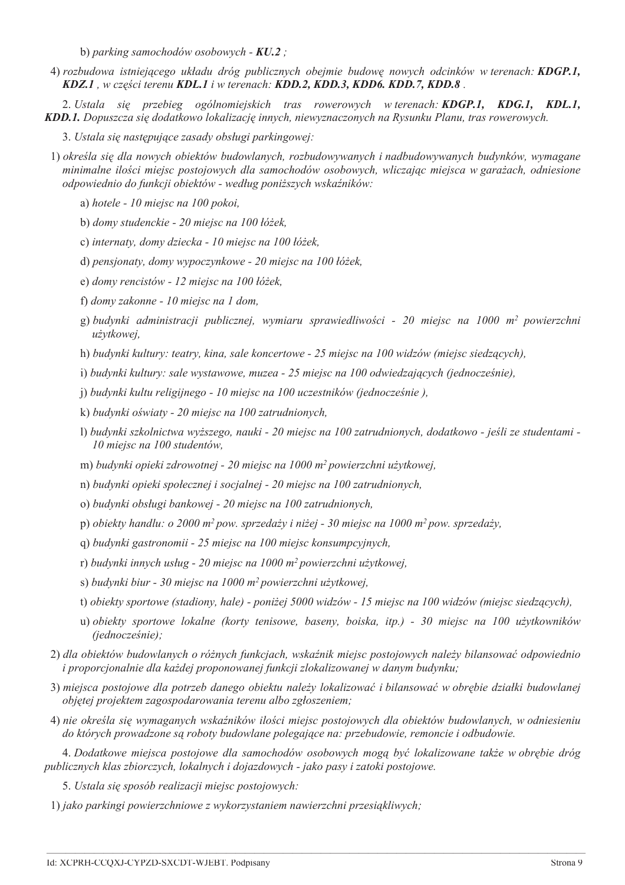b) *parking samochodów osobowych - **KU.2** ;*

4) *rozbudowa istniejącego układu dróg publicznych obejmie budowę nowych odcinków w terenach: **KDGP.1, KDZ.1** , w części terenu **KDL.1** i w terenach: **KDD.2, KDD.3, KDD6. KDD.7, KDD.8** .*

2. *Ustala się przebieg ogólnomiejskich tras rowerowych w terenach: **KDGP.1, KDG.1, KDL.1, KDD.1.** Dopuszcza się dodatkowo lokalizację innych, niewyznaczonych na Rysunku Planu, tras rowerowych.*

3. *Ustala się następujące zasady obsługi parkingowej:*

1) *określa się dla nowych obiektów budowlanych, rozbudowywanych i nadbudowywanych budynków, wymagane minimalne ilości miejsc postojowych dla samochodów osobowych, wliczając miejsca w garażach, odniesione odpowiednio do funkcji obiektów - według poniższych wskaźników:*

a) *hotele - 10 miejsc na 100 pokoi,*

b) *domy studenckie - 20 miejsc na 100 łóżek,*

c) *internaty, domy dziecka - 10 miejsc na 100 łóżek,*

d) *pensjonaty, domy wypoczynkowe - 20 miejsc na 100 łóżek,*

e) *domy rencistów - 12 miejsc na 100 łóżek,*

f) *domy zakonne - 10 miejsc na 1 dom,*

g) *budynki administracji publicznej, wymiaru sprawiedliwości - 20 miejsc na 1000 m$^2$ powierzchni użytkowej,*

h) *budynki kultury: teatry, kina, sale koncertowe - 25 miejsc na 100 widzów (miejsc siedzących),*

i) *budynki kultury: sale wystawowe, muzea - 25 miejsc na 100 odwiedzających (jednocześnie),*

j) *budynki kultu religijnego - 10 miejsc na 100 uczestników (jednocześnie ),*

k) *budynki oświaty - 20 miejsc na 100 zatrudnionych,*

l) *budynki szkolnictwa wyższego, nauki - 20 miejsc na 100 zatrudnionych, dodatkowo - jeśli ze studentami - 10 miejsc na 100 studentów,*

m) *budynki opieki zdrowotnej - 20 miejsc na 1000 m$^2$ powierzchni użytkowej,*

n) *budynki opieki społecznej i socjalnej - 20 miejsc na 100 zatrudnionych,*

o) *budynki obsługi bankowej - 20 miejsc na 100 zatrudnionych,*

p) *obiekty handlu: o 2000 m$^2$ pow. sprzedaży i niżej - 30 miejsc na 1000 m$^2$ pow. sprzedaży,*

q) *budynki gastronomii - 25 miejsc na 100 miejsc konsumpcyjnych,*

r) *budynki innych usług - 20 miejsc na 1000 m$^2$ powierzchni użytkowej,*

s) *budynki biur - 30 miejsc na 1000 m$^2$ powierzchni użytkowej,*

t) *obiekty sportowe (stadiony, hale) - poniżej 5000 widzów - 15 miejsc na 100 widzów (miejsc siedzących),*

u) *obiekty sportowe lokalne (korty tenisowe, baseny, boiska, itp.) - 30 miejsc na 100 użytkowników (jednocześnie);*

2) *dla obiektów budowlanych o różnych funkcjach, wskaźnik miejsc postojowych należy bilansować odpowiednio i proporcjonalnie dla każdej proponowanej funkcji zlokalizowanej w danym budynku;*

3) *miejsca postojowe dla potrzeb danego obiektu należy lokalizować i bilansować w obrębie działki budowlanej objętej projektem zagospodarowania terenu albo zgłoszeniem;*

4) *nie określa się wymaganych wskaźników ilości miejsc postojowych dla obiektów budowlanych, w odniesieniu do których prowadzone są roboty budowlane polegające na: przebudowie, remoncie i odbudowie.*

4. *Dodatkowe miejsca postojowe dla samochodów osobowych mogą być lokalizowane także w obrębie dróg publicznych klas zbiorczych, lokalnych i dojazdowych - jako pasy i zatoki postojowe.*

5. *Ustala się sposób realizacji miejsc postojowych:*

1) *jako parkingi powierzchniowe z wykorzystaniem nawierzchni przesiąkliwych;*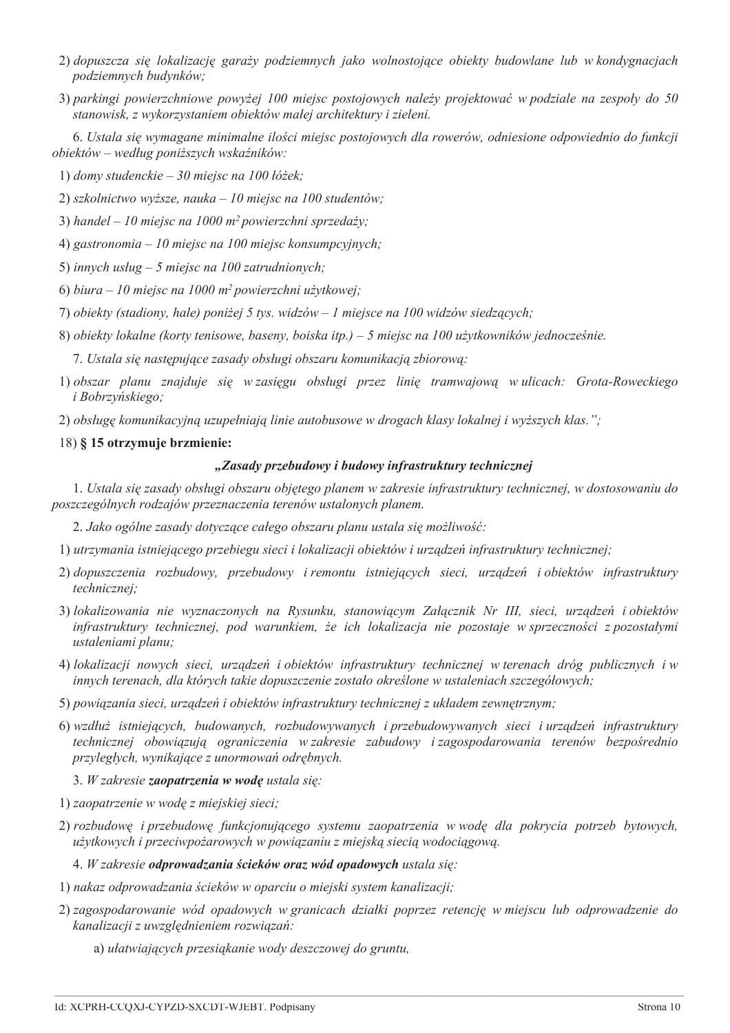2) *dopuszcza się lokalizację garaży podziemnych jako wolnostojące obiekty budowlane lub w kondygnacjach podziemnych budynków;*

3) *parkingi powierzchniowe powyżej 100 miejsc postojowych należy projektować w podziale na zespoły do 50 stanowisk, z wykorzystaniem obiektów małej architektury i zieleni.*

6. *Ustala się wymagane minimalne ilości miejsc postojowych dla rowerów, odniesione odpowiednio do funkcji obiektów – według poniższych wskaźników:*

1) *domy studenckie – 30 miejsc na 100 łóżek;*

2) *szkolnictwo wyższe, nauka – 10 miejsc na 100 studentów;*

3) *handel – 10 miejsc na 1000 m$^2$ powierzchni sprzedaży;*

4) *gastronomia – 10 miejsc na 100 miejsc konsumpcyjnych;*

5) *innych usług – 5 miejsc na 100 zatrudnionych;*

6) *biura – 10 miejsc na 1000 m$^2$ powierzchni użytkowej;*

7) *obiekty (stadiony, hale) poniżej 5 tys. widzów – 1 miejsce na 100 widzów siedzących;*

8) *obiekty lokalne (korty tenisowe, baseny, boiska itp.) – 5 miejsc na 100 użytkowników jednocześnie.*

7. *Ustala się następujące zasady obsługi obszaru komunikacją zbiorową:*

1) *obszar planu znajduje się w zasięgu obsługi przez linię tramwajową w ulicach: Grota-Roweckiego i Bobrzyńskiego;*

2) *obsługę komunikacyjną uzupełniają linie autobusowe w drogach klasy lokalnej i wyższych klas.";*

18) **§ 15 otrzymuje brzmienie:**

**„*Zasady przebudowy i budowy infrastruktury technicznej***

1. *Ustala się zasady obsługi obszaru objętego planem w zakresie infrastruktury technicznej, w dostosowaniu do poszczególnych rodzajów przeznaczenia terenów ustalonych planem.*

2. *Jako ogólne zasady dotyczące całego obszaru planu ustala się możliwość:*

1) *utrzymania istniejącego przebiegu sieci i lokalizacji obiektów i urządzeń infrastruktury technicznej;*

2) *dopuszczenia rozbudowy, przebudowy i remontu istniejących sieci, urządzeń i obiektów infrastruktury technicznej;*

3) *lokalizowania nie wyznaczonych na Rysunku, stanowiącym Załącznik Nr III, sieci, urządzeń i obiektów infrastruktury technicznej, pod warunkiem, że ich lokalizacja nie pozostaje w sprzeczności z pozostałymi ustaleniami planu;*

4) *lokalizacji nowych sieci, urządzeń i obiektów infrastruktury technicznej w terenach dróg publicznych i w innych terenach, dla których takie dopuszczenie zostało określone w ustaleniach szczegółowych;*

5) *powiązania sieci, urządzeń i obiektów infrastruktury technicznej z układem zewnętrznym;*

6) *wzdłuż istniejących, budowanych, rozbudowywanych i przebudowywanych sieci i urządzeń infrastruktury technicznej obowiązują ograniczenia w zakresie zabudowy i zagospodarowania terenów bezpośrednio przyległych, wynikające z unormowań odrębnych.*

3. *W zakresie **zaopatrzenia w wodę** ustala się:*

1) *zaopatrzenie w wodę z miejskiej sieci;*

2) *rozbudowę i przebudowę funkcjonującego systemu zaopatrzenia w wodę dla pokrycia potrzeb bytowych, użytkowych i przeciwpożarowych w powiązaniu z miejską siecią wodociągową.*

4. *W zakresie **odprowadzania ścieków oraz wód opadowych** ustala się:*

1) *nakaz odprowadzania ścieków w oparciu o miejski system kanalizacji;*

2) *zagospodarowanie wód opadowych w granicach działki poprzez retencję w miejscu lub odprowadzenie do kanalizacji z uwzględnieniem rozwiązań:*

a) *ułatwiających przesiąkanie wody deszczowej do gruntu,*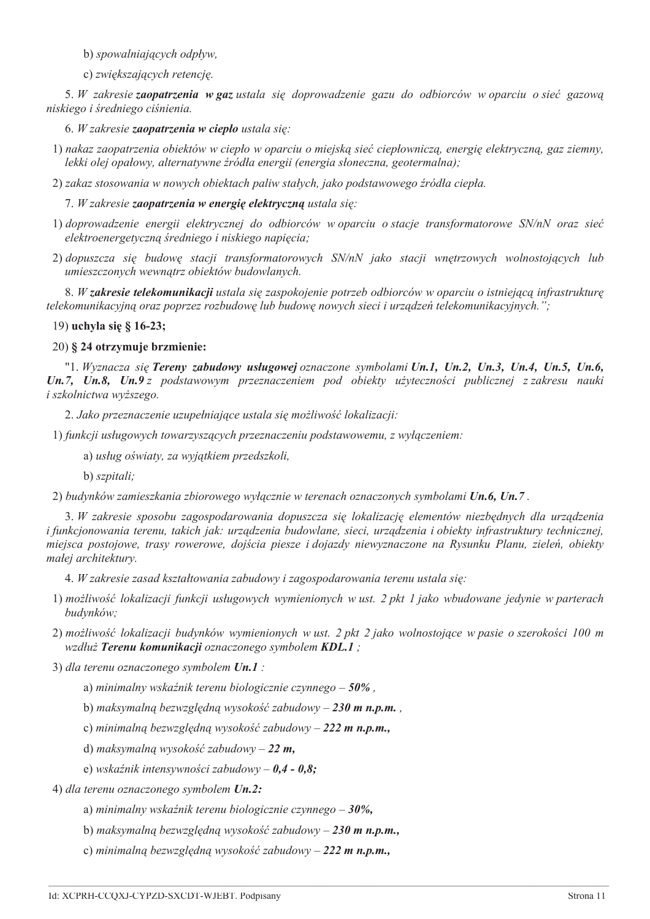b) *spowalniających odpływ,*

c) *zwiększających retencję.*

5. *W zakresie **zaopatrzenia w gaz** ustala się doprowadzenie gazu do odbiorców w oparciu o sieć gazową niskiego i średniego ciśnienia.*

6. *W zakresie **zaopatrzenia w ciepło** ustala się:*

1) *nakaz zaopatrzenia obiektów w ciepło w oparciu o miejską sieć ciepłowniczą, energię elektryczną, gaz ziemny, lekki olej opałowy, alternatywne źródła energii (energia słoneczna, geotermalna);*

2) *zakaz stosowania w nowych obiektach paliw stałych, jako podstawowego źródła ciepła.*

7. *W zakresie **zaopatrzenia w energię elektryczną** ustala się:*

1) *doprowadzenie energii elektrycznej do odbiorców w oparciu o stacje transformatorowe SN/nN oraz sieć elektroenergetyczną średniego i niskiego napięcia;*

2) *dopuszcza się budowę stacji transformatorowych SN/nN jako stacji wnętrzowych wolnostojących lub umieszczonych wewnątrz obiektów budowlanych.*

8. *W **zakresie telekomunikacji** ustala się zaspokojenie potrzeb odbiorców w oparciu o istniejącą infrastrukturę telekomunikacyjną oraz poprzez rozbudowę lub budowę nowych sieci i urządzeń telekomunikacyjnych.";*

19) **uchyla się § 16-23;**

20) **§ 24 otrzymuje brzmienie:**

"1. *Wyznacza się **Tereny zabudowy usługowej** oznaczone symbolami **Un.1, Un.2, Un.3, Un.4, Un.5, Un.6, Un.7, Un.8, Un.9** z podstawowym przeznaczeniem pod obiekty użyteczności publicznej z zakresu nauki i szkolnictwa wyższego.*

2. *Jako przeznaczenie uzupełniające ustala się możliwość lokalizacji:*

1) *funkcji usługowych towarzyszących przeznaczeniu podstawowemu, z wyłączeniem:*

a) *usług oświaty, za wyjątkiem przedszkoli,*

b) *szpitali;*

2) *budynków zamieszkania zbiorowego wyłącznie w terenach oznaczonych symbolami **Un.6, Un.7** .*

3. *W zakresie sposobu zagospodarowania dopuszcza się lokalizację elementów niezbędnych dla urządzenia i funkcjonowania terenu, takich jak: urządzenia budowlane, sieci, urządzenia i obiekty infrastruktury technicznej, miejsca postojowe, trasy rowerowe, dojścia piesze i dojazdy niewyznaczone na Rysunku Planu, zieleń, obiekty małej architektury.*

4. *W zakresie zasad kształtowania zabudowy i zagospodarowania terenu ustala się:*

1) *możliwość lokalizacji funkcji usługowych wymienionych w ust. 2 pkt 1 jako wbudowane jedynie w parterach budynków;*

2) *możliwość lokalizacji budynków wymienionych w ust. 2 pkt 2 jako wolnostojące w pasie o szerokości 100 m wzdłuż **Terenu komunikacji** oznaczonego symbolem **KDL.1** ;*

3) *dla terenu oznaczonego symbolem **Un.1** :*

a) *minimalny wskaźnik terenu biologicznie czynnego – **50%** ,*

b) *maksymalną bezwzględną wysokość zabudowy – **230 m n.p.m.** ,*

c) *minimalną bezwzględną wysokość zabudowy – **222 m n.p.m.,***

d) *maksymalną wysokość zabudowy – **22 m,***

e) *wskaźnik intensywności zabudowy – **0,4 - 0,8;***

4) *dla terenu oznaczonego symbolem **Un.2:***

a) *minimalny wskaźnik terenu biologicznie czynnego – **30%,***

b) *maksymalną bezwzględną wysokość zabudowy – **230 m n.p.m.,***

c) *minimalną bezwzględną wysokość zabudowy – **222 m n.p.m.,***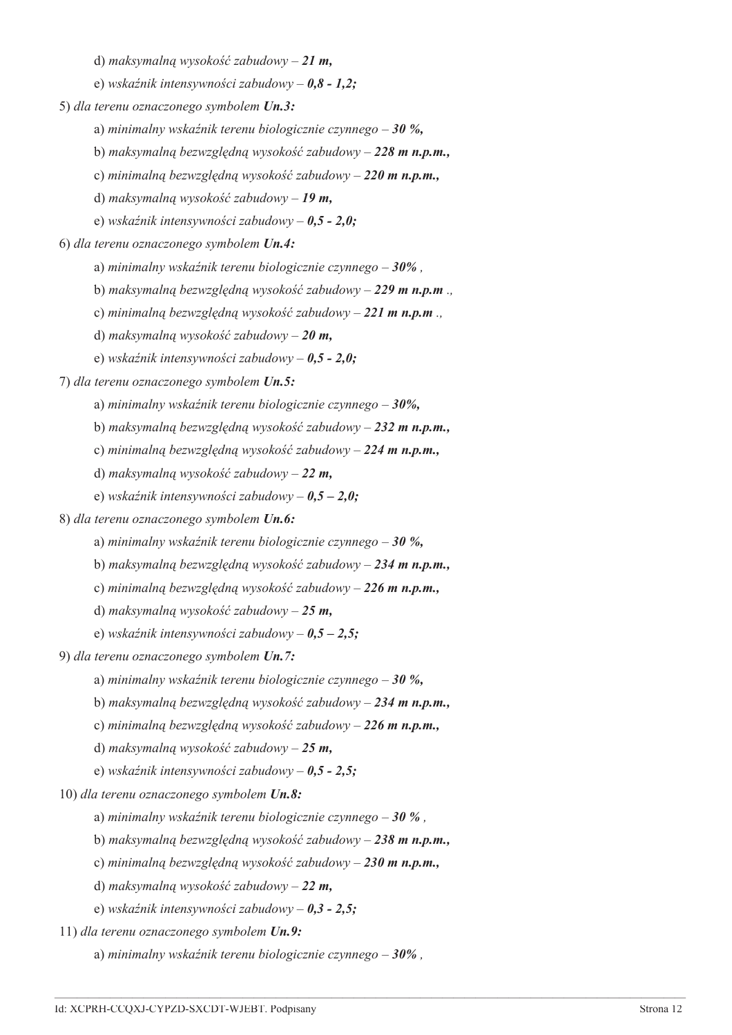d) *maksymalną wysokość zabudowy – **21 m,***

e) *wskaźnik intensywności zabudowy – **0,8 - 1,2;***

5) *dla terenu oznaczonego symbolem **Un.3:***

a) *minimalny wskaźnik terenu biologicznie czynnego – **30 %,***

b) *maksymalną bezwzględną wysokość zabudowy – **228 m n.p.m.,***

c) *minimalną bezwzględną wysokość zabudowy – **220 m n.p.m.,***

d) *maksymalną wysokość zabudowy – **19 m,***

e) *wskaźnik intensywności zabudowy – **0,5 - 2,0;***

6) *dla terenu oznaczonego symbolem **Un.4:***

a) *minimalny wskaźnik terenu biologicznie czynnego – **30%** ,*

b) *maksymalną bezwzględną wysokość zabudowy – **229 m n.p.m** .,*

c) *minimalną bezwzględną wysokość zabudowy – **221 m n.p.m** .,*

d) *maksymalną wysokość zabudowy – **20 m,***

e) *wskaźnik intensywności zabudowy – **0,5 - 2,0;***

7) *dla terenu oznaczonego symbolem **Un.5:***

a) *minimalny wskaźnik terenu biologicznie czynnego – **30%,***

b) *maksymalną bezwzględną wysokość zabudowy – **232 m n.p.m.,***

c) *minimalną bezwzględną wysokość zabudowy – **224 m n.p.m.,***

d) *maksymalną wysokość zabudowy – **22 m,***

e) *wskaźnik intensywności zabudowy – **0,5 – 2,0;***

8) *dla terenu oznaczonego symbolem **Un.6:***

a) *minimalny wskaźnik terenu biologicznie czynnego – **30 %,***

b) *maksymalną bezwzględną wysokość zabudowy – **234 m n.p.m.,***

c) *minimalną bezwzględną wysokość zabudowy – **226 m n.p.m.,***

d) *maksymalną wysokość zabudowy – **25 m,***

e) *wskaźnik intensywności zabudowy – **0,5 – 2,5;***

9) *dla terenu oznaczonego symbolem **Un.7:***

a) *minimalny wskaźnik terenu biologicznie czynnego – **30 %,***

b) *maksymalną bezwzględną wysokość zabudowy – **234 m n.p.m.,***

c) *minimalną bezwzględną wysokość zabudowy – **226 m n.p.m.,***

d) *maksymalną wysokość zabudowy – **25 m,***

e) *wskaźnik intensywności zabudowy – **0,5 - 2,5;***

10) *dla terenu oznaczonego symbolem **Un.8:***

a) *minimalny wskaźnik terenu biologicznie czynnego – **30 %** ,*

b) *maksymalną bezwzględną wysokość zabudowy – **238 m n.p.m.,***

c) *minimalną bezwzględną wysokość zabudowy – **230 m n.p.m.,***

d) *maksymalną wysokość zabudowy – **22 m,***

e) *wskaźnik intensywności zabudowy – **0,3 - 2,5;***

11) *dla terenu oznaczonego symbolem **Un.9:***

a) *minimalny wskaźnik terenu biologicznie czynnego – **30%** ,*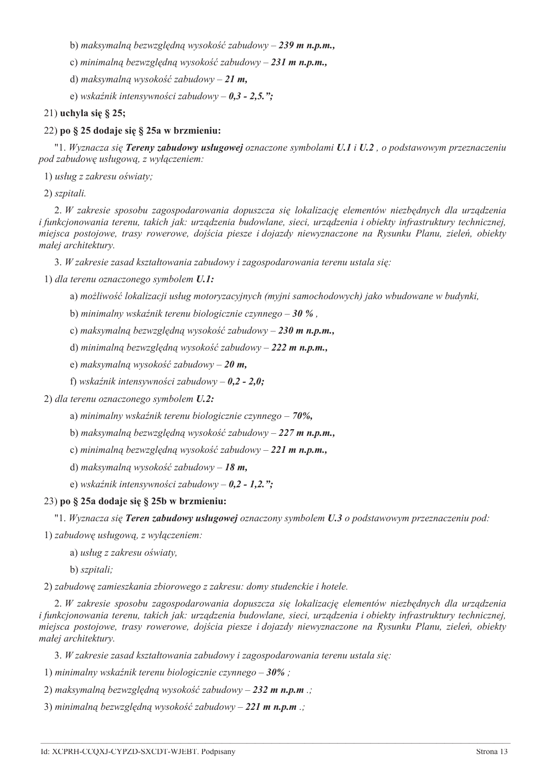b) *maksymalną bezwzględną wysokość zabudowy – **239 m n.p.m.,***

c) *minimalną bezwzględną wysokość zabudowy – **231 m n.p.m.,***

d) *maksymalną wysokość zabudowy – **21 m,***

e) *wskaźnik intensywności zabudowy – **0,3 - 2,5.";***

21) **uchyla się § 25;**

22) **po § 25 dodaje się § 25a w brzmieniu:**

"1. *Wyznacza się **Tereny zabudowy usługowej** oznaczone symbolami **U.1** i **U.2** , o podstawowym przeznaczeniu pod zabudowę usługową, z wyłączeniem:*

1) *usług z zakresu oświaty;*

2) *szpitali.*

2. *W zakresie sposobu zagospodarowania dopuszcza się lokalizację elementów niezbędnych dla urządzenia i funkcjonowania terenu, takich jak: urządzenia budowlane, sieci, urządzenia i obiekty infrastruktury technicznej, miejsca postojowe, trasy rowerowe, dojścia piesze i dojazdy niewyznaczone na Rysunku Planu, zieleń, obiekty małej architektury.*

3. *W zakresie zasad kształtowania zabudowy i zagospodarowania terenu ustala się:*

1) *dla terenu oznaczonego symbolem **U.1:***

a) *możliwość lokalizacji usług motoryzacyjnych (myjni samochodowych) jako wbudowane w budynki,*

b) *minimalny wskaźnik terenu biologicznie czynnego – **30 %** ,*

c) *maksymalną bezwzględną wysokość zabudowy – **230 m n.p.m.,***

d) *minimalną bezwzględną wysokość zabudowy – **222 m n.p.m.,***

e) *maksymalną wysokość zabudowy – **20 m,***

f) *wskaźnik intensywności zabudowy – **0,2 - 2,0;***

2) *dla terenu oznaczonego symbolem **U.2:***

a) *minimalny wskaźnik terenu biologicznie czynnego – **70%,***

b) *maksymalną bezwzględną wysokość zabudowy – **227 m n.p.m.,***

c) *minimalną bezwzględną wysokość zabudowy – **221 m n.p.m.,***

d) *maksymalną wysokość zabudowy – **18 m,***

e) *wskaźnik intensywności zabudowy – **0,2 - 1,2.";***

23) **po § 25a dodaje się § 25b w brzmieniu:**

"1. *Wyznacza się **Teren zabudowy usługowej** oznaczony symbolem **U.3** o podstawowym przeznaczeniu pod:*

1) *zabudowę usługową, z wyłączeniem:*

a) *usług z zakresu oświaty,*

b) *szpitali;*

2) *zabudowę zamieszkania zbiorowego z zakresu: domy studenckie i hotele.*

2. *W zakresie sposobu zagospodarowania dopuszcza się lokalizację elementów niezbędnych dla urządzenia i funkcjonowania terenu, takich jak: urządzenia budowlane, sieci, urządzenia i obiekty infrastruktury technicznej, miejsca postojowe, trasy rowerowe, dojścia piesze i dojazdy niewyznaczone na Rysunku Planu, zieleń, obiekty małej architektury.*

3. *W zakresie zasad kształtowania zabudowy i zagospodarowania terenu ustala się:*

1) *minimalny wskaźnik terenu biologicznie czynnego – **30%** ;*

2) *maksymalną bezwzględną wysokość zabudowy – **232 m n.p.m** .;*

3) *minimalną bezwzględną wysokość zabudowy – **221 m n.p.m** .;*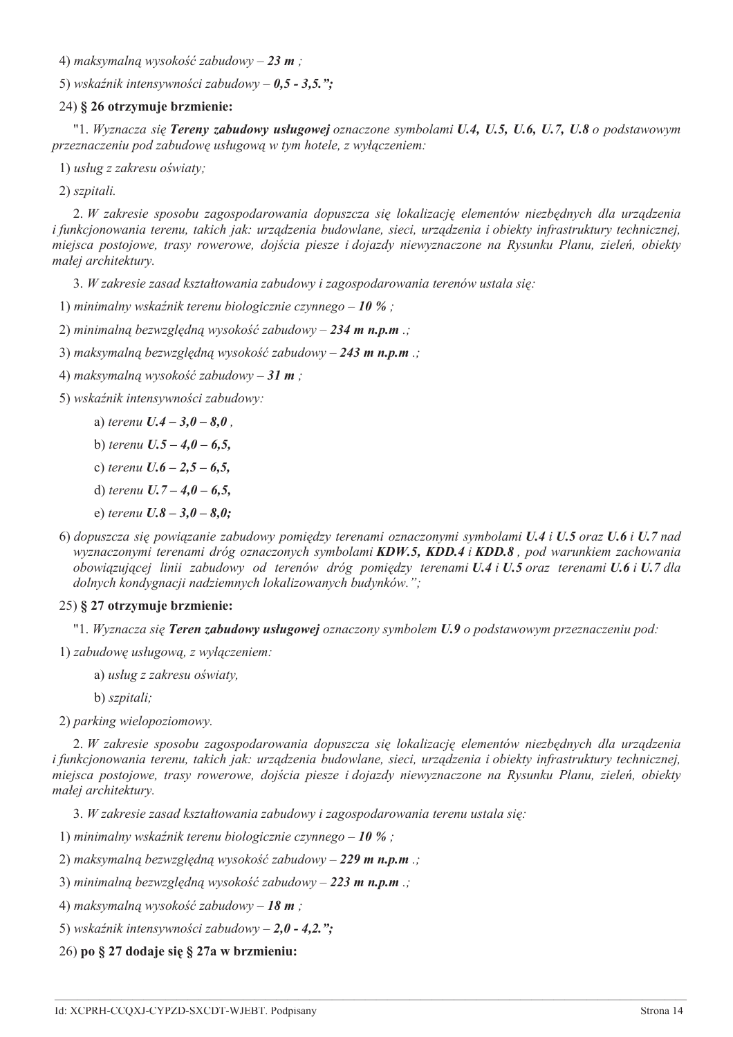4) *maksymalną wysokość zabudowy – **23 m** ;*

5) *wskaźnik intensywności zabudowy – **0,5 - 3,5.";***

24) **§ 26 otrzymuje brzmienie:**

"1. *Wyznacza się **Tereny zabudowy usługowej** oznaczone symbolami **U.4, U.5, U.6, U.7, U.8** o podstawowym przeznaczeniu pod zabudowę usługową w tym hotele, z wyłączeniem:*

1) *usług z zakresu oświaty;*

2) *szpitali.*

2. *W zakresie sposobu zagospodarowania dopuszcza się lokalizację elementów niezbędnych dla urządzenia i funkcjonowania terenu, takich jak: urządzenia budowlane, sieci, urządzenia i obiekty infrastruktury technicznej, miejsca postojowe, trasy rowerowe, dojścia piesze i dojazdy niewyznaczone na Rysunku Planu, zieleń, obiekty małej architektury.*

3. *W zakresie zasad kształtowania zabudowy i zagospodarowania terenów ustala się:*

1) *minimalny wskaźnik terenu biologicznie czynnego – **10 %** ;*

2) *minimalną bezwzględną wysokość zabudowy – **234 m n.p.m** .;*

3) *maksymalną bezwzględną wysokość zabudowy – **243 m n.p.m** .;*

4) *maksymalną wysokość zabudowy – **31 m** ;*

5) *wskaźnik intensywności zabudowy:*

   a) *terenu **U.4 – 3,0 – 8,0** ,*

   b) *terenu **U.5 – 4,0 – 6,5,***

   c) *terenu **U.6 – 2,5 – 6,5,***

   d) *terenu **U.7 – 4,0 – 6,5,***

   e) *terenu **U.8 – 3,0 – 8,0;***

6) *dopuszcza się powiązanie zabudowy pomiędzy terenami oznaczonymi symbolami **U.4** i **U.5** oraz **U.6** i **U.7** nad wyznaczonymi terenami dróg oznaczonych symbolami **KDW.5, KDD.4** i **KDD.8** , pod warunkiem zachowania obowiązującej linii zabudowy od terenów dróg pomiędzy terenami **U.4** i **U.5** oraz terenami **U.6** i **U.7** dla dolnych kondygnacji nadziemnych lokalizowanych budynków.";*

25) **§ 27 otrzymuje brzmienie:**

"1. *Wyznacza się **Teren zabudowy usługowej** oznaczony symbolem **U.9** o podstawowym przeznaczeniu pod:*

1) *zabudowę usługową, z wyłączeniem:*

   a) *usług z zakresu oświaty,*

   b) *szpitali;*

2) *parking wielopoziomowy.*

2. *W zakresie sposobu zagospodarowania dopuszcza się lokalizację elementów niezbędnych dla urządzenia i funkcjonowania terenu, takich jak: urządzenia budowlane, sieci, urządzenia i obiekty infrastruktury technicznej, miejsca postojowe, trasy rowerowe, dojścia piesze i dojazdy niewyznaczone na Rysunku Planu, zieleń, obiekty małej architektury.*

3. *W zakresie zasad kształtowania zabudowy i zagospodarowania terenu ustala się:*

1) *minimalny wskaźnik terenu biologicznie czynnego – **10 %** ;*

2) *maksymalną bezwzględną wysokość zabudowy – **229 m n.p.m** .;*

3) *minimalną bezwzględną wysokość zabudowy – **223 m n.p.m** .;*

4) *maksymalną wysokość zabudowy – **18 m** ;*

5) *wskaźnik intensywności zabudowy – **2,0 - 4,2.";***

26) **po § 27 dodaje się § 27a w brzmieniu:**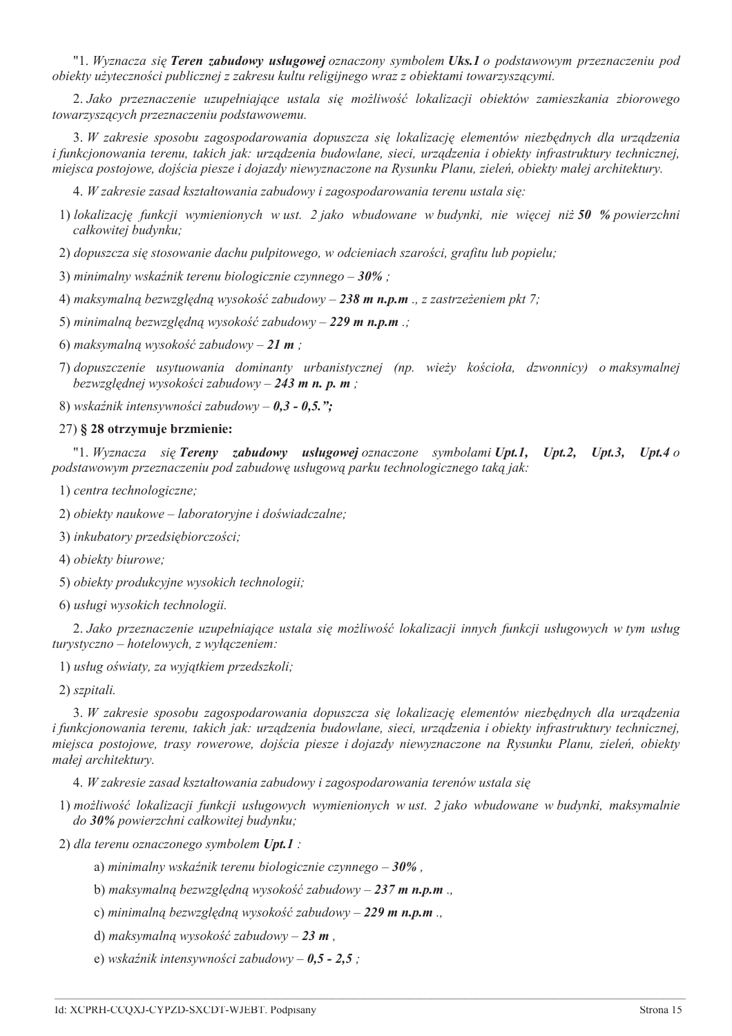"1. *Wyznacza się **Teren zabudowy usługowej** oznaczony symbolem **Uks.1** o podstawowym przeznaczeniu pod obiekty użyteczności publicznej z zakresu kultu religijnego wraz z obiektami towarzyszącymi.*

2. *Jako przeznaczenie uzupełniające ustala się możliwość lokalizacji obiektów zamieszkania zbiorowego towarzyszących przeznaczeniu podstawowemu.*

3. *W zakresie sposobu zagospodarowania dopuszcza się lokalizację elementów niezbędnych dla urządzenia i funkcjonowania terenu, takich jak: urządzenia budowlane, sieci, urządzenia i obiekty infrastruktury technicznej, miejsca postojowe, dojścia piesze i dojazdy niewyznaczone na Rysunku Planu, zieleń, obiekty małej architektury.*

4. *W zakresie zasad kształtowania zabudowy i zagospodarowania terenu ustala się:*

1) *lokalizację funkcji wymienionych w ust. 2 jako wbudowane w budynki, nie więcej niż **50 %** powierzchni całkowitej budynku;*

2) *dopuszcza się stosowanie dachu pulpitowego, w odcieniach szarości, grafitu lub popielu;*

3) *minimalny wskaźnik terenu biologicznie czynnego – **30%** ;*

4) *maksymalną bezwzględną wysokość zabudowy – **238 m n.p.m** ., z zastrzeżeniem pkt 7;*

5) *minimalną bezwzględną wysokość zabudowy – **229 m n.p.m** .;*

6) *maksymalną wysokość zabudowy – **21 m** ;*

7) *dopuszczenie usytuowania dominanty urbanistycznej (np. wieży kościoła, dzwonnicy) o maksymalnej bezwzględnej wysokości zabudowy – **243 m n. p. m** ;*

8) *wskaźnik intensywności zabudowy – **0,3 - 0,5.";***

27) **§ 28 otrzymuje brzmienie:**

"1. *Wyznacza się **Tereny zabudowy usługowej** oznaczone symbolami **Upt.1, Upt.2, Upt.3, Upt.4** o podstawowym przeznaczeniu pod zabudowę usługową parku technologicznego taką jak:*

1) *centra technologiczne;*

2) *obiekty naukowe – laboratoryjne i doświadczalne;*

3) *inkubatory przedsiębiorczości;*

4) *obiekty biurowe;*

5) *obiekty produkcyjne wysokich technologii;*

6) *usługi wysokich technologii.*

2. *Jako przeznaczenie uzupełniające ustala się możliwość lokalizacji innych funkcji usługowych w tym usług turystyczno – hotelowych, z wyłączeniem:*

1) *usług oświaty, za wyjątkiem przedszkoli;*

2) *szpitali.*

3. *W zakresie sposobu zagospodarowania dopuszcza się lokalizację elementów niezbędnych dla urządzenia i funkcjonowania terenu, takich jak: urządzenia budowlane, sieci, urządzenia i obiekty infrastruktury technicznej, miejsca postojowe, trasy rowerowe, dojścia piesze i dojazdy niewyznaczone na Rysunku Planu, zieleń, obiekty małej architektury.*

4. *W zakresie zasad kształtowania zabudowy i zagospodarowania terenów ustala się*

1) *możliwość lokalizacji funkcji usługowych wymienionych w ust. 2 jako wbudowane w budynki, maksymalnie do **30%** powierzchni całkowitej budynku;*

2) *dla terenu oznaczonego symbolem **Upt.1** :*

   a) *minimalny wskaźnik terenu biologicznie czynnego – **30%** ,*

   b) *maksymalną bezwzględną wysokość zabudowy – **237 m n.p.m** .,*

   c) *minimalną bezwzględną wysokość zabudowy – **229 m n.p.m** .,*

   d) *maksymalną wysokość zabudowy – **23 m** ,*

   e) *wskaźnik intensywności zabudowy – **0,5 - 2,5** ;*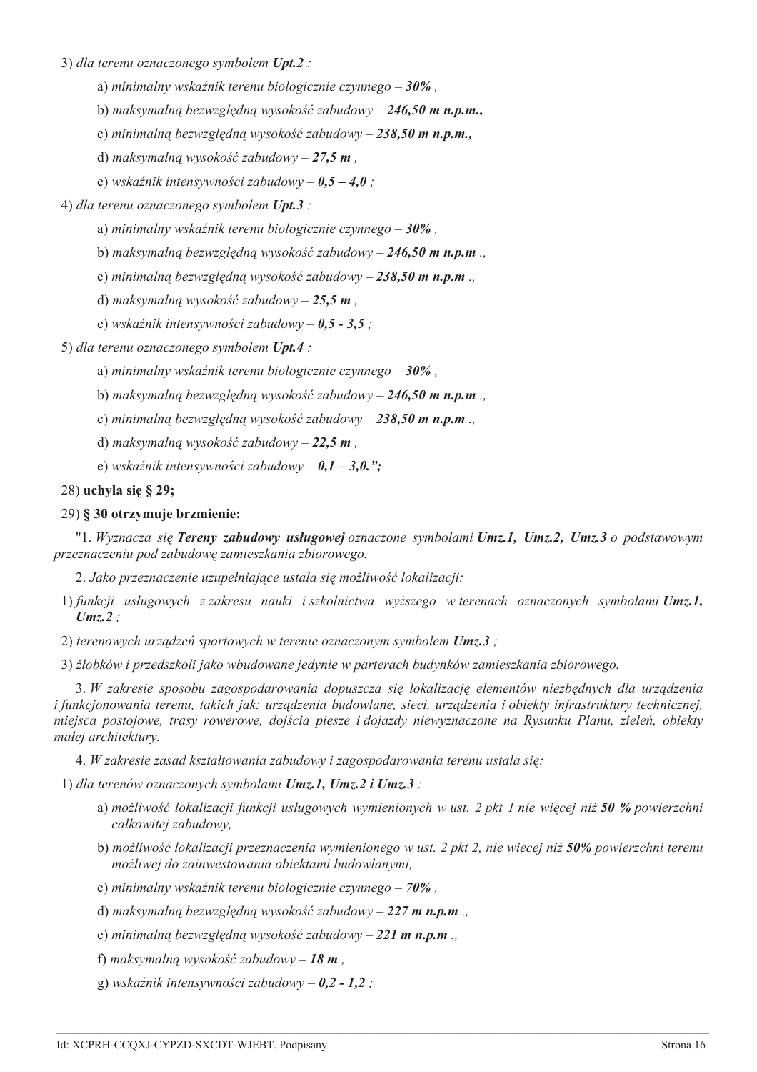3) *dla terenu oznaczonego symbolem **Upt.2** :*

a) *minimalny wskaźnik terenu biologicznie czynnego – **30%** ,*

b) *maksymalną bezwzględną wysokość zabudowy – **246,50 m n.p.m.,***

c) *minimalną bezwzględną wysokość zabudowy – **238,50 m n.p.m.,***

d) *maksymalną wysokość zabudowy – **27,5 m** ,*

e) *wskaźnik intensywności zabudowy – **0,5 – 4,0** ;*

4) *dla terenu oznaczonego symbolem **Upt.3** :*

a) *minimalny wskaźnik terenu biologicznie czynnego – **30%** ,*

b) *maksymalną bezwzględną wysokość zabudowy – **246,50 m n.p.m** .,*

c) *minimalną bezwzględną wysokość zabudowy – **238,50 m n.p.m** .,*

d) *maksymalną wysokość zabudowy – **25,5 m** ,*

e) *wskaźnik intensywności zabudowy – **0,5 - 3,5** ;*

5) *dla terenu oznaczonego symbolem **Upt.4** :*

a) *minimalny wskaźnik terenu biologicznie czynnego – **30%** ,*

b) *maksymalną bezwzględną wysokość zabudowy – **246,50 m n.p.m** .,*

c) *minimalną bezwzględną wysokość zabudowy – **238,50 m n.p.m** .,*

d) *maksymalną wysokość zabudowy – **22,5 m** ,*

e) *wskaźnik intensywności zabudowy – **0,1 – 3,0.";***

28) **uchyla się § 29;**

29) **§ 30 otrzymuje brzmienie:**

"1. *Wyznacza się **Tereny zabudowy usługowej** oznaczone symbolami **Umz.1, Umz.2, Umz.3** o podstawowym przeznaczeniu pod zabudowę zamieszkania zbiorowego.*

2. *Jako przeznaczenie uzupełniające ustala się możliwość lokalizacji:*

1) *funkcji usługowych z zakresu nauki i szkolnictwa wyższego w terenach oznaczonych symbolami **Umz.1, Umz.2** ;*

2) *terenowych urządzeń sportowych w terenie oznaczonym symbolem **Umz.3** ;*

3) *żłobków i przedszkoli jako wbudowane jedynie w parterach budynków zamieszkania zbiorowego.*

3. *W zakresie sposobu zagospodarowania dopuszcza się lokalizację elementów niezbędnych dla urządzenia i funkcjonowania terenu, takich jak: urządzenia budowlane, sieci, urządzenia i obiekty infrastruktury technicznej, miejsca postojowe, trasy rowerowe, dojścia piesze i dojazdy niewyznaczone na Rysunku Planu, zieleń, obiekty małej architektury.*

4. *W zakresie zasad kształtowania zabudowy i zagospodarowania terenu ustala się:*

1) *dla terenów oznaczonych symbolami **Umz.1, Umz.2 i Umz.3** :*

a) *możliwość lokalizacji funkcji usługowych wymienionych w ust. 2 pkt 1 nie więcej niż **50 %** powierzchni całkowitej zabudowy,*

b) *możliwość lokalizacji przeznaczenia wymienionego w ust. 2 pkt 2, nie wiecej niż **50%** powierzchni terenu możliwej do zainwestowania obiektami budowlanymi,*

c) *minimalny wskaźnik terenu biologicznie czynnego – **70%** ,*

d) *maksymalną bezwzględną wysokość zabudowy – **227 m n.p.m** .,*

e) *minimalną bezwzględną wysokość zabudowy – **221 m n.p.m** .,*

f) *maksymalną wysokość zabudowy – **18 m** ,*

g) *wskaźnik intensywności zabudowy – **0,2 - 1,2** ;*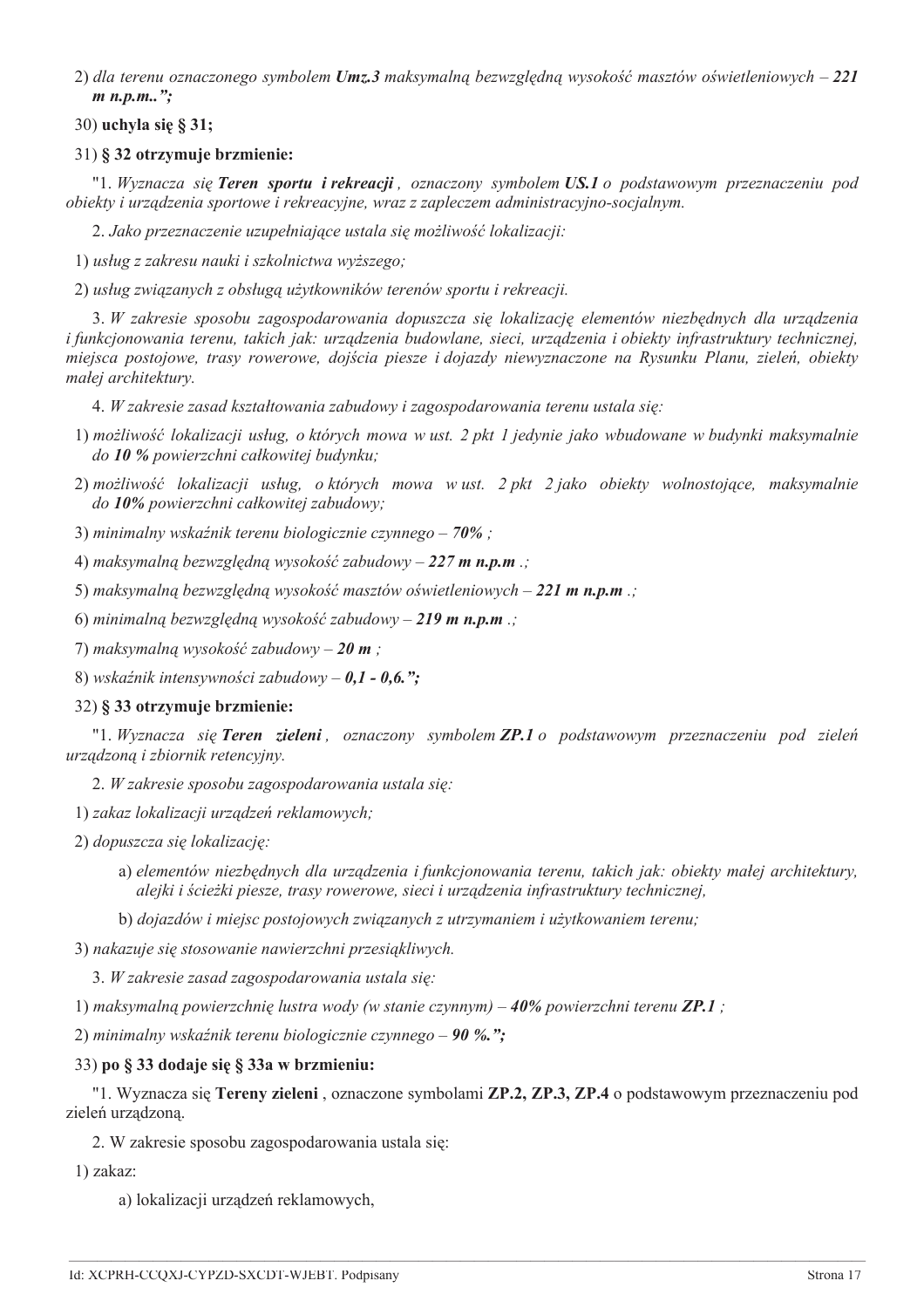2) *dla terenu oznaczonego symbolem **Umz.3** maksymalną bezwzględną wysokość masztów oświetleniowych – **221 m n.p.m..";***

30) **uchyla się § 31;**

31) **§ 32 otrzymuje brzmienie:**

"1. *Wyznacza się **Teren sportu i rekreacji** , oznaczony symbolem **US.1** o podstawowym przeznaczeniu pod obiekty i urządzenia sportowe i rekreacyjne, wraz z zapleczem administracyjno-socjalnym.*

2. *Jako przeznaczenie uzupełniające ustala się możliwość lokalizacji:*

1) *usług z zakresu nauki i szkolnictwa wyższego;*

2) *usług związanych z obsługą użytkowników terenów sportu i rekreacji.*

3. *W zakresie sposobu zagospodarowania dopuszcza się lokalizację elementów niezbędnych dla urządzenia i funkcjonowania terenu, takich jak: urządzenia budowlane, sieci, urządzenia i obiekty infrastruktury technicznej, miejsca postojowe, trasy rowerowe, dojścia piesze i dojazdy niewyznaczone na Rysunku Planu, zieleń, obiekty małej architektury.*

4. *W zakresie zasad kształtowania zabudowy i zagospodarowania terenu ustala się:*

1) *możliwość lokalizacji usług, o których mowa w ust. 2 pkt 1 jedynie jako wbudowane w budynki maksymalnie do **10 %** powierzchni całkowitej budynku;*

2) *możliwość lokalizacji usług, o których mowa w ust. 2 pkt 2 jako obiekty wolnostojące, maksymalnie do **10%** powierzchni całkowitej zabudowy;*

3) *minimalny wskaźnik terenu biologicznie czynnego – **70%** ;*

4) *maksymalną bezwzględną wysokość zabudowy – **227 m n.p.m** .;*

5) *maksymalną bezwzględną wysokość masztów oświetleniowych – **221 m n.p.m** .;*

6) *minimalną bezwzględną wysokość zabudowy – **219 m n.p.m** .;*

7) *maksymalną wysokość zabudowy – **20 m** ;*

8) *wskaźnik intensywności zabudowy – **0,1 - 0,6.";***

32) **§ 33 otrzymuje brzmienie:**

"1. *Wyznacza się **Teren zieleni** , oznaczony symbolem **ZP.1** o podstawowym przeznaczeniu pod zieleń urządzoną i zbiornik retencyjny.*

2. *W zakresie sposobu zagospodarowania ustala się:*

1) *zakaz lokalizacji urządzeń reklamowych;*

2) *dopuszcza się lokalizację:*

   a) *elementów niezbędnych dla urządzenia i funkcjonowania terenu, takich jak: obiekty małej architektury, alejki i ścieżki piesze, trasy rowerowe, sieci i urządzenia infrastruktury technicznej,*

   b) *dojazdów i miejsc postojowych związanych z utrzymaniem i użytkowaniem terenu;*

3) *nakazuje się stosowanie nawierzchni przesiąkliwych.*

3. *W zakresie zasad zagospodarowania ustala się:*

1) *maksymalną powierzchnię lustra wody (w stanie czynnym) – **40%** powierzchni terenu **ZP.1** ;*

2) *minimalny wskaźnik terenu biologicznie czynnego – **90 %.";***

33) **po § 33 dodaje się § 33a w brzmieniu:**

"1. Wyznacza się **Tereny zieleni** , oznaczone symbolami **ZP.2, ZP.3, ZP.4** o podstawowym przeznaczeniu pod zieleń urządzoną.

2. W zakresie sposobu zagospodarowania ustala się:

1) zakaz:

   a) lokalizacji urządzeń reklamowych,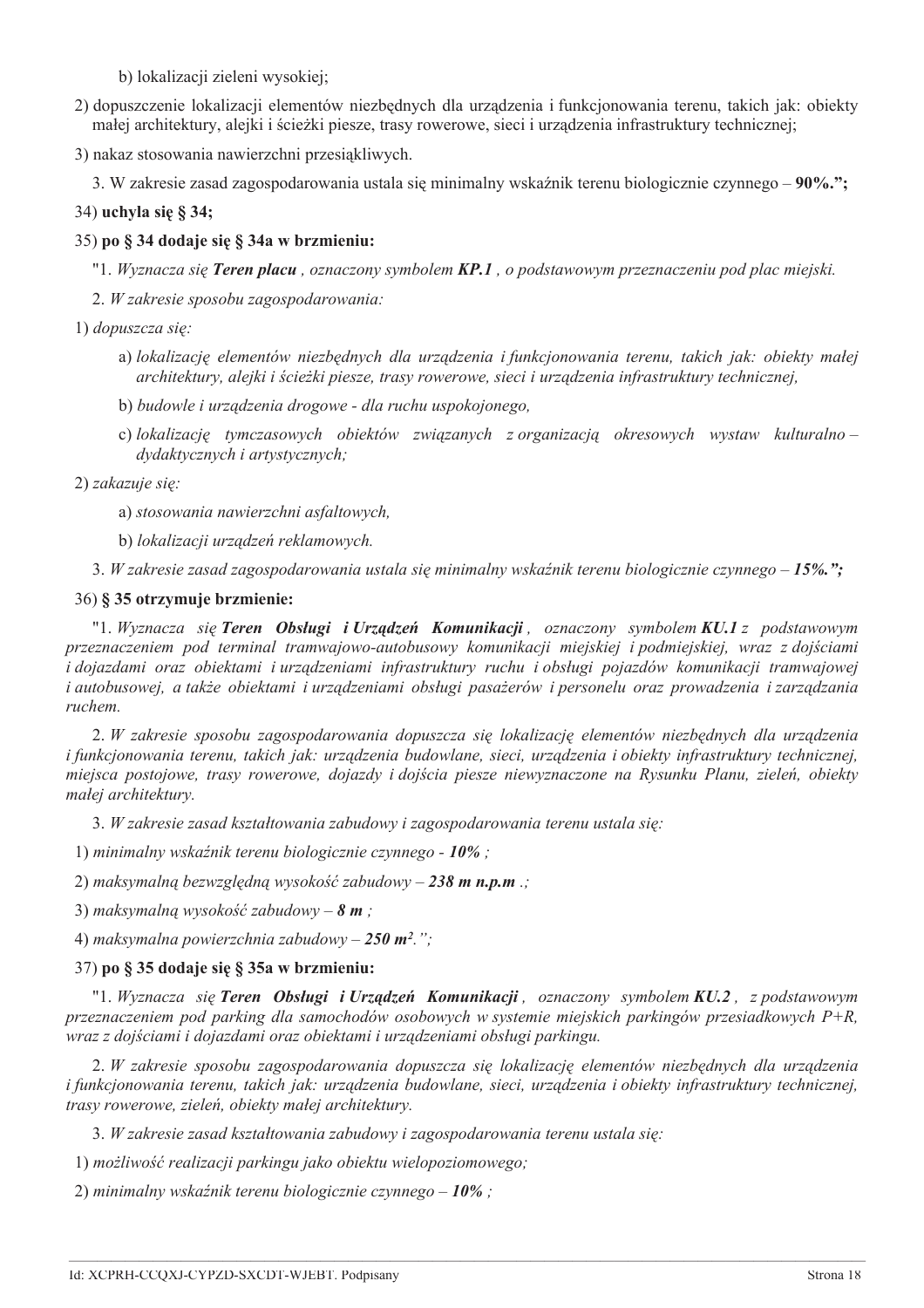b) lokalizacji zieleni wysokiej;

2) dopuszczenie lokalizacji elementów niezbędnych dla urządzenia i funkcjonowania terenu, takich jak: obiekty małej architektury, alejki i ścieżki piesze, trasy rowerowe, sieci i urządzenia infrastruktury technicznej;

3) nakaz stosowania nawierzchni przesiąkliwych.

3. W zakresie zasad zagospodarowania ustala się minimalny wskaźnik terenu biologicznie czynnego – **90%.";**

34) **uchyla się § 34;**

35) **po § 34 dodaje się § 34a w brzmieniu:**

"1. *Wyznacza się **Teren placu** , oznaczony symbolem **KP.1** , o podstawowym przeznaczeniu pod plac miejski.*

2. *W zakresie sposobu zagospodarowania:*

1) *dopuszcza się:*

a) *lokalizację elementów niezbędnych dla urządzenia i funkcjonowania terenu, takich jak: obiekty małej architektury, alejki i ścieżki piesze, trasy rowerowe, sieci i urządzenia infrastruktury technicznej,*

b) *budowle i urządzenia drogowe - dla ruchu uspokojonego,*

c) *lokalizację tymczasowych obiektów związanych z organizacją okresowych wystaw kulturalno – dydaktycznych i artystycznych;*

2) *zakazuje się:*

a) *stosowania nawierzchni asfaltowych,*

b) *lokalizacji urządzeń reklamowych.*

3. *W zakresie zasad zagospodarowania ustala się minimalny wskaźnik terenu biologicznie czynnego – **15%.";***

36) **§ 35 otrzymuje brzmienie:**

"1. *Wyznacza się **Teren Obsługi i Urządzeń Komunikacji** , oznaczony symbolem **KU.1** z podstawowym przeznaczeniem pod terminal tramwajowo-autobusowy komunikacji miejskiej i podmiejskiej, wraz z dojściami i dojazdami oraz obiektami i urządzeniami infrastruktury ruchu i obsługi pojazdów komunikacji tramwajowej i autobusowej, a także obiektami i urządzeniami obsługi pasażerów i personelu oraz prowadzenia i zarządzania ruchem.*

2. *W zakresie sposobu zagospodarowania dopuszcza się lokalizację elementów niezbędnych dla urządzenia i funkcjonowania terenu, takich jak: urządzenia budowlane, sieci, urządzenia i obiekty infrastruktury technicznej, miejsca postojowe, trasy rowerowe, dojazdy i dojścia piesze niewyznaczone na Rysunku Planu, zieleń, obiekty małej architektury.*

3. *W zakresie zasad kształtowania zabudowy i zagospodarowania terenu ustala się:*

1) *minimalny wskaźnik terenu biologicznie czynnego - **10%** ;*

2) *maksymalną bezwzględną wysokość zabudowy – **238 m n.p.m** .;*

3) *maksymalną wysokość zabudowy – **8 m** ;*

4) *maksymalna powierzchnia zabudowy – **250 m²**.";*

37) **po § 35 dodaje się § 35a w brzmieniu:**

"1. *Wyznacza się **Teren Obsługi i Urządzeń Komunikacji** , oznaczony symbolem **KU.2** , z podstawowym przeznaczeniem pod parking dla samochodów osobowych w systemie miejskich parkingów przesiadkowych P+R, wraz z dojściami i dojazdami oraz obiektami i urządzeniami obsługi parkingu.*

2. *W zakresie sposobu zagospodarowania dopuszcza się lokalizację elementów niezbędnych dla urządzenia i funkcjonowania terenu, takich jak: urządzenia budowlane, sieci, urządzenia i obiekty infrastruktury technicznej, trasy rowerowe, zieleń, obiekty małej architektury.*

3. *W zakresie zasad kształtowania zabudowy i zagospodarowania terenu ustala się:*

1) *możliwość realizacji parkingu jako obiektu wielopoziomowego;*

2) *minimalny wskaźnik terenu biologicznie czynnego – **10%** ;*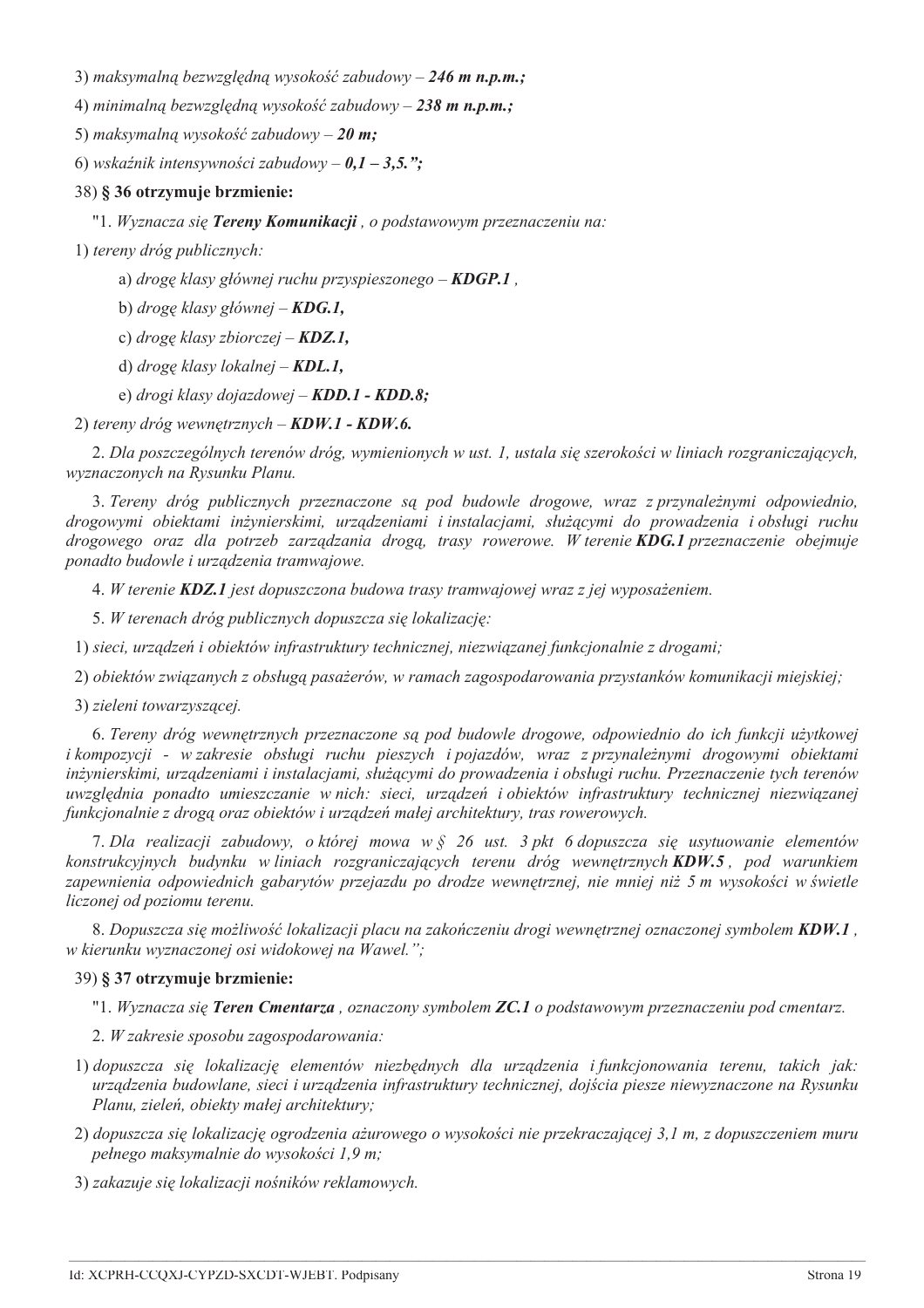3) *maksymalną bezwzględną wysokość zabudowy – **246 m n.p.m.;***

4) *minimalną bezwzględną wysokość zabudowy – **238 m n.p.m.;***

5) *maksymalną wysokość zabudowy – **20 m;***

6) *wskaźnik intensywności zabudowy – **0,1 – 3,5.";***

38) **§ 36 otrzymuje brzmienie:**

"1. *Wyznacza się **Tereny Komunikacji** , o podstawowym przeznaczeniu na:*

1) *tereny dróg publicznych:*

a) *drogę klasy głównej ruchu przyspieszonego – **KDGP.1** ,*

b) *drogę klasy głównej – **KDG.1,***

c) *drogę klasy zbiorczej – **KDZ.1,***

d) *drogę klasy lokalnej – **KDL.1,***

e) *drogi klasy dojazdowej – **KDD.1 - KDD.8;***

2) *tereny dróg wewnętrznych – **KDW.1 - KDW.6.***

2. *Dla poszczególnych terenów dróg, wymienionych w ust. 1, ustala się szerokości w liniach rozgraniczających, wyznaczonych na Rysunku Planu.*

3. *Tereny dróg publicznych przeznaczone są pod budowle drogowe, wraz z przynależnymi odpowiednio, drogowymi obiektami inżynierskimi, urządzeniami i instalacjami, służącymi do prowadzenia i obsługi ruchu drogowego oraz dla potrzeb zarządzania drogą, trasy rowerowe. W terenie **KDG.1** przeznaczenie obejmuje ponadto budowle i urządzenia tramwajowe.*

4. *W terenie **KDZ.1** jest dopuszczona budowa trasy tramwajowej wraz z jej wyposażeniem.*

5. *W terenach dróg publicznych dopuszcza się lokalizację:*

1) *sieci, urządzeń i obiektów infrastruktury technicznej, niezwiązanej funkcjonalnie z drogami;*

2) *obiektów związanych z obsługą pasażerów, w ramach zagospodarowania przystanków komunikacji miejskiej;*

3) *zieleni towarzyszącej.*

6. *Tereny dróg wewnętrznych przeznaczone są pod budowle drogowe, odpowiednio do ich funkcji użytkowej i kompozycji - w zakresie obsługi ruchu pieszych i pojazdów, wraz z przynależnymi drogowymi obiektami inżynierskimi, urządzeniami i instalacjami, służącymi do prowadzenia i obsługi ruchu. Przeznaczenie tych terenów uwzględnia ponadto umieszczanie w nich: sieci, urządzeń i obiektów infrastruktury technicznej niezwiązanej funkcjonalnie z drogą oraz obiektów i urządzeń małej architektury, tras rowerowych.*

7. *Dla realizacji zabudowy, o której mowa w § 26 ust. 3 pkt 6 dopuszcza się usytuowanie elementów konstrukcyjnych budynku w liniach rozgraniczających terenu dróg wewnętrznych **KDW.5** , pod warunkiem zapewnienia odpowiednich gabarytów przejazdu po drodze wewnętrznej, nie mniej niż 5 m wysokości w świetle liczonej od poziomu terenu.*

8. *Dopuszcza się możliwość lokalizacji placu na zakończeniu drogi wewnętrznej oznaczonej symbolem **KDW.1** , w kierunku wyznaczonej osi widokowej na Wawel.";*

39) **§ 37 otrzymuje brzmienie:**

"1. *Wyznacza się **Teren Cmentarza** , oznaczony symbolem **ZC.1** o podstawowym przeznaczeniu pod cmentarz.*

2. *W zakresie sposobu zagospodarowania:*

1) *dopuszcza się lokalizację elementów niezbędnych dla urządzenia i funkcjonowania terenu, takich jak: urządzenia budowlane, sieci i urządzenia infrastruktury technicznej, dojścia piesze niewyznaczone na Rysunku Planu, zieleń, obiekty małej architektury;*

2) *dopuszcza się lokalizację ogrodzenia ażurowego o wysokości nie przekraczającej 3,1 m, z dopuszczeniem muru pełnego maksymalnie do wysokości 1,9 m;*

3) *zakazuje się lokalizacji nośników reklamowych.*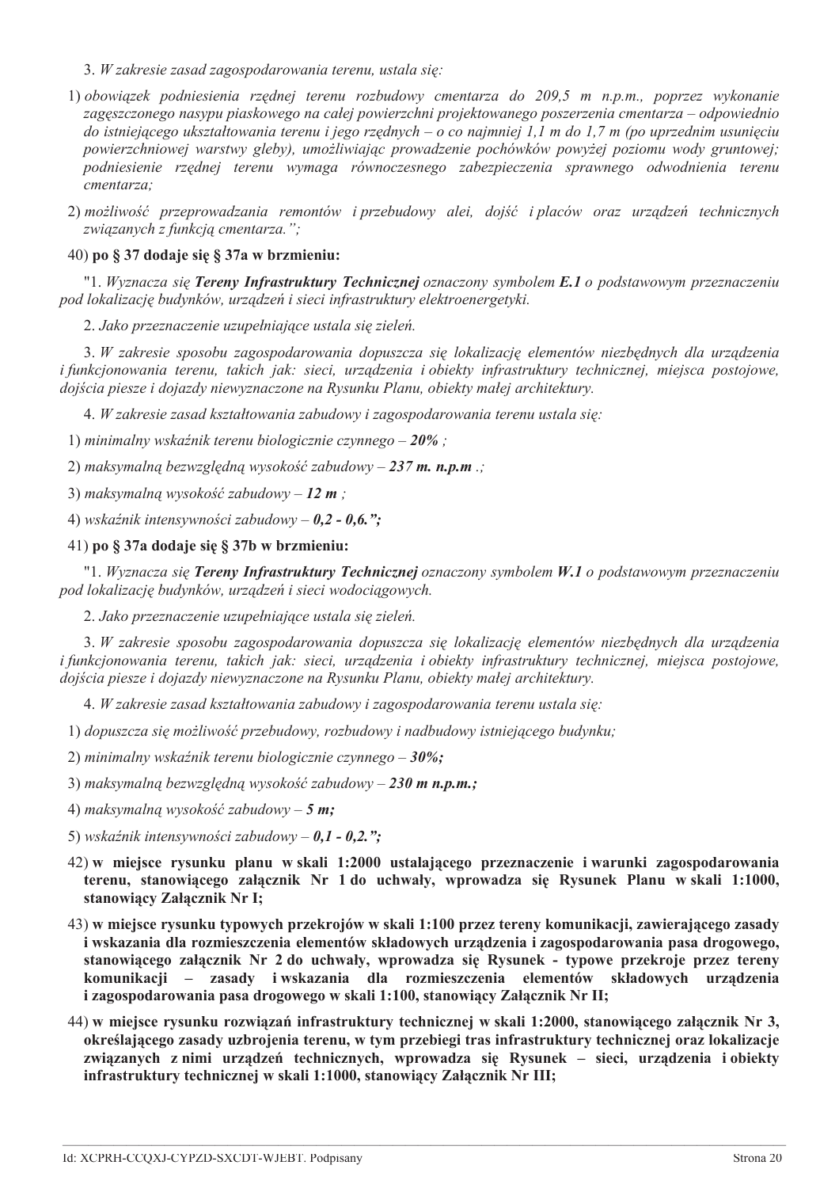3. *W zakresie zasad zagospodarowania terenu, ustala się:*

1) *obowiązek podniesienia rzędnej terenu rozbudowy cmentarza do 209,5 m n.p.m., poprzez wykonanie zagęszczonego nasypu piaskowego na całej powierzchni projektowanego poszerzenia cmentarza – odpowiednio do istniejącego ukształtowania terenu i jego rzędnych – o co najmniej 1,1 m do 1,7 m (po uprzednim usunięciu powierzchniowej warstwy gleby), umożliwiając prowadzenie pochówków powyżej poziomu wody gruntowej; podniesienie rzędnej terenu wymaga równoczesnego zabezpieczenia sprawnego odwodnienia terenu cmentarza;*

2) *możliwość przeprowadzania remontów i przebudowy alei, dojść i placów oraz urządzeń technicznych związanych z funkcją cmentarza.";*

40) **po § 37 dodaje się § 37a w brzmieniu:**

"1. *Wyznacza się **Tereny Infrastruktury Technicznej** oznaczony symbolem **E.1** o podstawowym przeznaczeniu pod lokalizację budynków, urządzeń i sieci infrastruktury elektroenergetyki.*

2. *Jako przeznaczenie uzupełniające ustala się zieleń.*

3. *W zakresie sposobu zagospodarowania dopuszcza się lokalizację elementów niezbędnych dla urządzenia i funkcjonowania terenu, takich jak: sieci, urządzenia i obiekty infrastruktury technicznej, miejsca postojowe, dojścia piesze i dojazdy niewyznaczone na Rysunku Planu, obiekty małej architektury.*

4. *W zakresie zasad kształtowania zabudowy i zagospodarowania terenu ustala się:*

1) *minimalny wskaźnik terenu biologicznie czynnego – **20%** ;*

2) *maksymalną bezwzględną wysokość zabudowy – **237 m. n.p.m** .;*

3) *maksymalną wysokość zabudowy – **12 m** ;*

4) *wskaźnik intensywności zabudowy – **0,2 - 0,6.";***

41) **po § 37a dodaje się § 37b w brzmieniu:**

"1. *Wyznacza się **Tereny Infrastruktury Technicznej** oznaczony symbolem **W.1** o podstawowym przeznaczeniu pod lokalizację budynków, urządzeń i sieci wodociągowych.*

2. *Jako przeznaczenie uzupełniające ustala się zieleń.*

3. *W zakresie sposobu zagospodarowania dopuszcza się lokalizację elementów niezbędnych dla urządzenia i funkcjonowania terenu, takich jak: sieci, urządzenia i obiekty infrastruktury technicznej, miejsca postojowe, dojścia piesze i dojazdy niewyznaczone na Rysunku Planu, obiekty małej architektury.*

4. *W zakresie zasad kształtowania zabudowy i zagospodarowania terenu ustala się:*

1) *dopuszcza się możliwość przebudowy, rozbudowy i nadbudowy istniejącego budynku;*

2) *minimalny wskaźnik terenu biologicznie czynnego – **30%;***

3) *maksymalną bezwzględną wysokość zabudowy – **230 m n.p.m.;***

4) *maksymalną wysokość zabudowy – **5 m;***

5) *wskaźnik intensywności zabudowy – **0,1 - 0,2.";***

42) **w miejsce rysunku planu w skali 1:2000 ustalającego przeznaczenie i warunki zagospodarowania terenu, stanowiącego załącznik Nr 1 do uchwały, wprowadza się Rysunek Planu w skali 1:1000, stanowiący Załącznik Nr I;**

43) **w miejsce rysunku typowych przekrojów w skali 1:100 przez tereny komunikacji, zawierającego zasady i wskazania dla rozmieszczenia elementów składowych urządzenia i zagospodarowania pasa drogowego, stanowiącego załącznik Nr 2 do uchwały, wprowadza się Rysunek - typowe przekroje przez tereny komunikacji – zasady i wskazania dla rozmieszczenia elementów składowych urządzenia i zagospodarowania pasa drogowego w skali 1:100, stanowiący Załącznik Nr II;**

44) **w miejsce rysunku rozwiązań infrastruktury technicznej w skali 1:2000, stanowiącego załącznik Nr 3, określającego zasady uzbrojenia terenu, w tym przebiegi tras infrastruktury technicznej oraz lokalizacje związanych z nimi urządzeń technicznych, wprowadza się Rysunek – sieci, urządzenia i obiekty infrastruktury technicznej w skali 1:1000, stanowiący Załącznik Nr III;**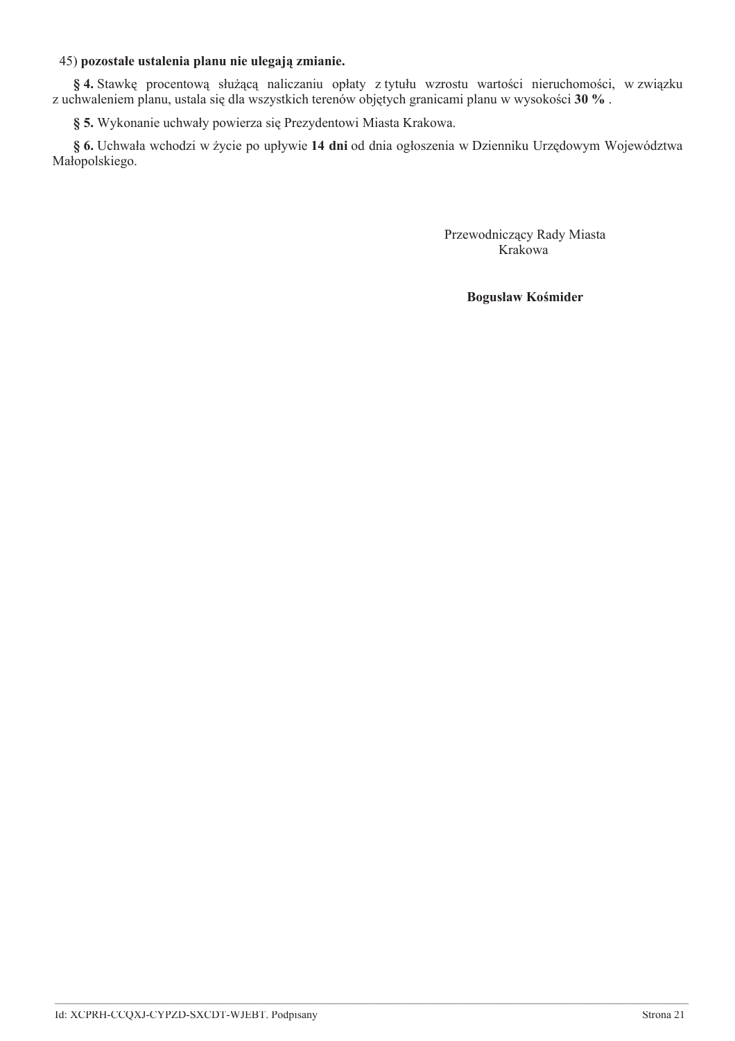45) **pozostałe ustalenia planu nie ulegają zmianie.**

**§ 4.** Stawkę procentową służącą naliczaniu opłaty z tytułu wzrostu wartości nieruchomości, w związku z uchwaleniem planu, ustala się dla wszystkich terenów objętych granicami planu w wysokości **30 %** .

**§ 5.** Wykonanie uchwały powierza się Prezydentowi Miasta Krakowa.

**§ 6.** Uchwała wchodzi w życie po upływie **14 dni** od dnia ogłoszenia w Dzienniku Urzędowym Województwa Małopolskiego.

Przewodniczący Rady Miasta
Krakowa

**Bogusław Kośmider**